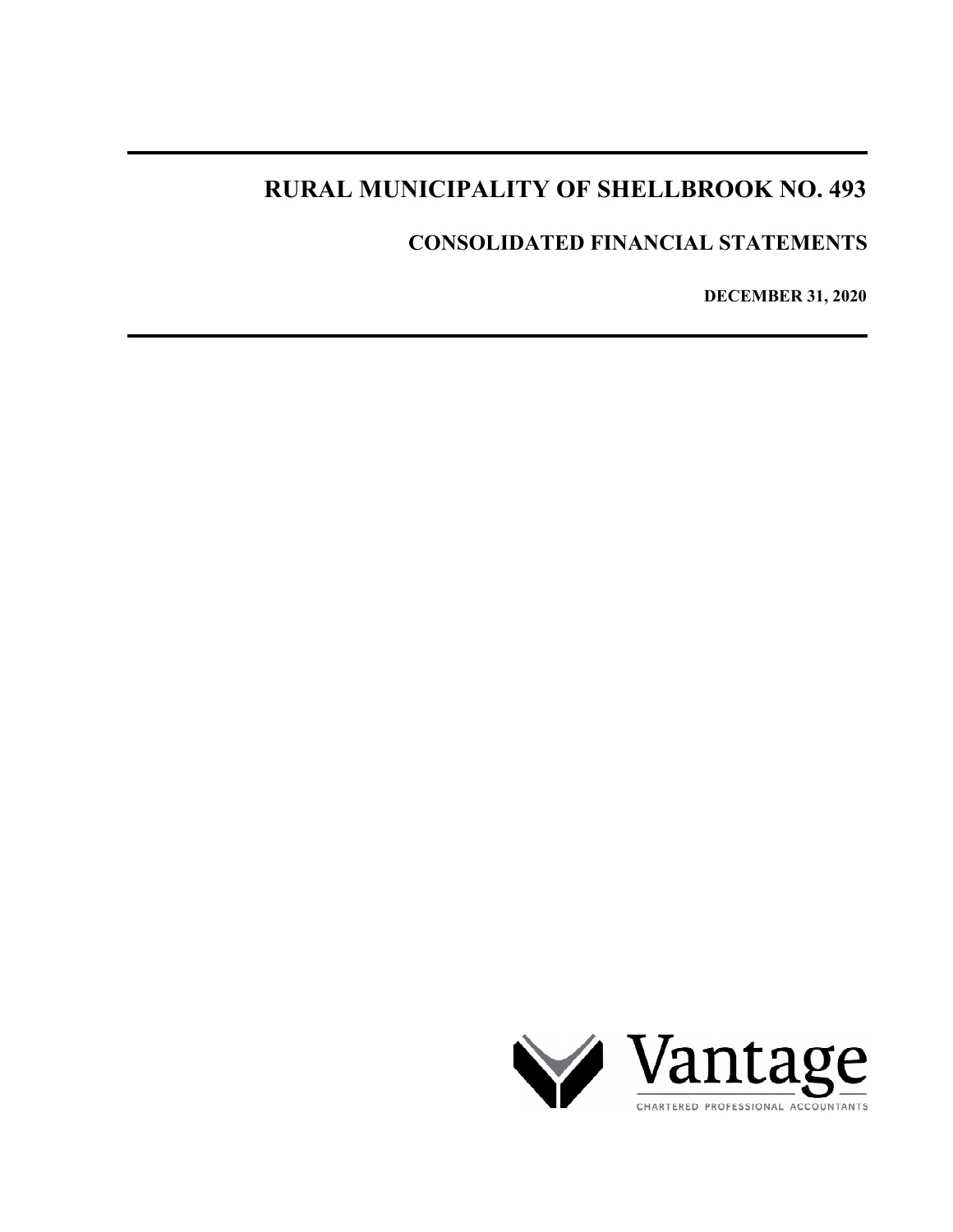# RURAL MUNICIPALITY OF SHELLBROOK NO. 493

## CONSOLIDATED FINANCIAL STATEMENTS

**DECEMBER 31, 2020**

Vantage

CHARTERED PROFESSIONAL ACCOUNTANTS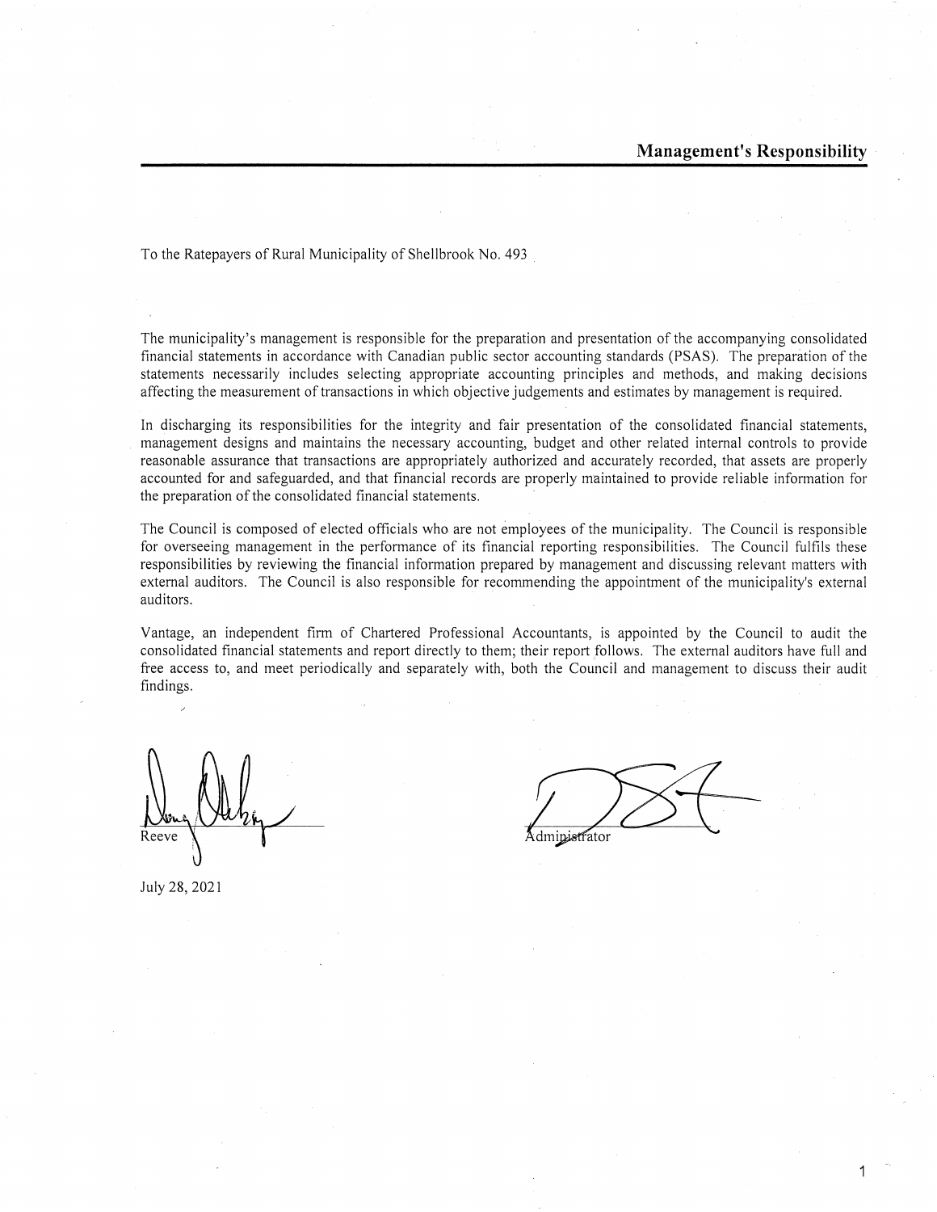# Management's Responsibility

To the Ratepayers of Rural Municipality of Shellbrook No. 493

The municipality's management is responsible for the preparation and presentation of the accompanying consolidated financial statements in accordance with Canadian public sector accounting standards (PSAS). The preparation of the statements necessarily includes selecting appropriate accounting principles and methods, and making decisions affecting the measurement of transactions in which objective judgements and estimates by management is required.

In discharging its responsibilities for the integrity and fair presentation of the consolidated financial statements, management designs and maintains the necessary accounting, budget and other related internal controls to provide reasonable assurance that transactions are appropriately authorized and accurately recorded, that assets are properly accounted for and safeguarded, and that financial records are properly maintained to provide reliable information for the preparation of the consolidated financial statements.

The Council is composed of elected officials who are not employees of the municipality. The Council is responsible for overseeing management in the performance of its financial reporting responsibilities. The Council fulfils these responsibilities by reviewing the financial information prepared by management and discussing relevant matters with external auditors. The Council is also responsible for recommending the appointment of the municipality's external auditors.

Vantage, an independent firm of Chartered Professional Accountants, is appointed by the Council to audit the consolidated financial statements and report directly to them; their report follows. The external auditors have full and free access to, and meet periodically and separately with, both the Council and management to discuss their audit findings.

Reeve

Administrator

July 28, 2021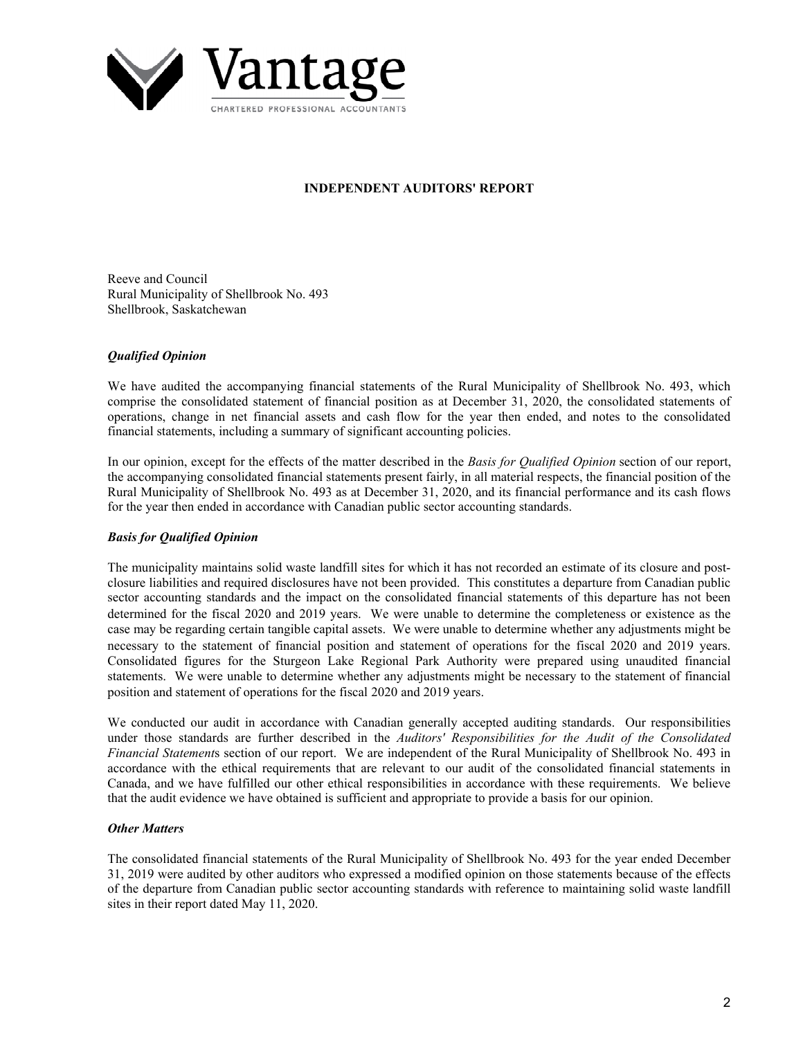Vantage

CHARTERED PROFESSIONAL ACCOUNTANTS

# INDEPENDENT AUDITORS' REPORT

Reeve and Council
Rural Municipality of Shellbrook No. 493
Shellbrook, Saskatchewan

### *Qualified Opinion*

We have audited the accompanying financial statements of the Rural Municipality of Shellbrook No. 493, which comprise the consolidated statement of financial position as at December 31, 2020, the consolidated statements of operations, change in net financial assets and cash flow for the year then ended, and notes to the consolidated financial statements, including a summary of significant accounting policies.

In our opinion, except for the effects of the matter described in the *Basis for Qualified Opinion* section of our report, the accompanying consolidated financial statements present fairly, in all material respects, the financial position of the Rural Municipality of Shellbrook No. 493 as at December 31, 2020, and its financial performance and its cash flows for the year then ended in accordance with Canadian public sector accounting standards.

### *Basis for Qualified Opinion*

The municipality maintains solid waste landfill sites for which it has not recorded an estimate of its closure and post-closure liabilities and required disclosures have not been provided. This constitutes a departure from Canadian public sector accounting standards and the impact on the consolidated financial statements of this departure has not been determined for the fiscal 2020 and 2019 years. We were unable to determine the completeness or existence as the case may be regarding certain tangible capital assets. We were unable to determine whether any adjustments might be necessary to the statement of financial position and statement of operations for the fiscal 2020 and 2019 years. Consolidated figures for the Sturgeon Lake Regional Park Authority were prepared using unaudited financial statements. We were unable to determine whether any adjustments might be necessary to the statement of financial position and statement of operations for the fiscal 2020 and 2019 years.

We conducted our audit in accordance with Canadian generally accepted auditing standards. Our responsibilities under those standards are further described in the *Auditors' Responsibilities for the Audit of the Consolidated Financial Statements* section of our report. We are independent of the Rural Municipality of Shellbrook No. 493 in accordance with the ethical requirements that are relevant to our audit of the consolidated financial statements in Canada, and we have fulfilled our other ethical responsibilities in accordance with these requirements. We believe that the audit evidence we have obtained is sufficient and appropriate to provide a basis for our opinion.

### *Other Matters*

The consolidated financial statements of the Rural Municipality of Shellbrook No. 493 for the year ended December 31, 2019 were audited by other auditors who expressed a modified opinion on those statements because of the effects of the departure from Canadian public sector accounting standards with reference to maintaining solid waste landfill sites in their report dated May 11, 2020.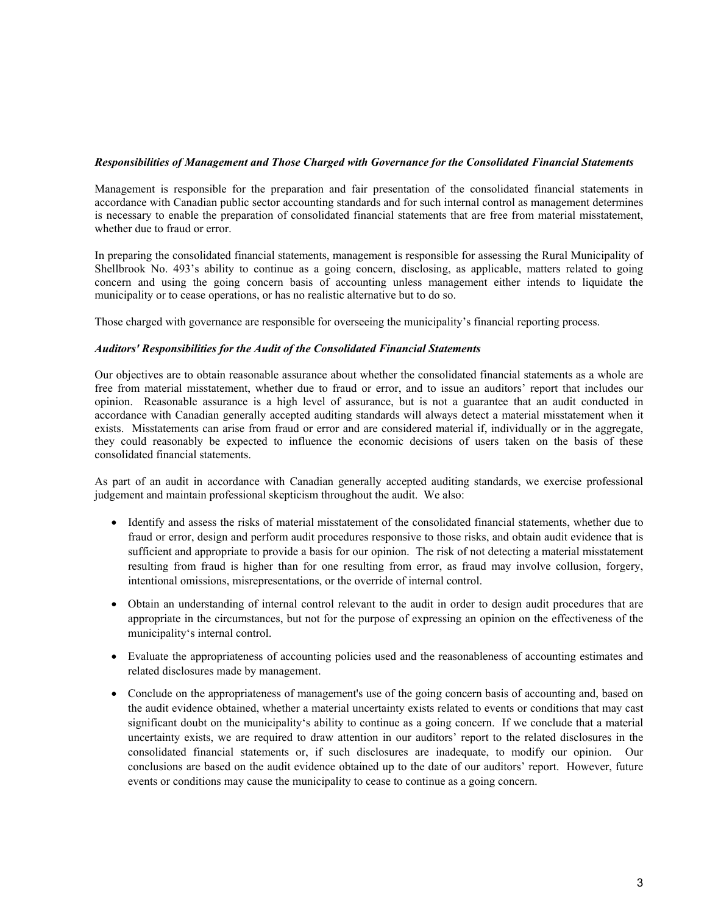### *Responsibilities of Management and Those Charged with Governance for the Consolidated Financial Statements*

Management is responsible for the preparation and fair presentation of the consolidated financial statements in accordance with Canadian public sector accounting standards and for such internal control as management determines is necessary to enable the preparation of consolidated financial statements that are free from material misstatement, whether due to fraud or error.

In preparing the consolidated financial statements, management is responsible for assessing the Rural Municipality of Shellbrook No. 493's ability to continue as a going concern, disclosing, as applicable, matters related to going concern and using the going concern basis of accounting unless management either intends to liquidate the municipality or to cease operations, or has no realistic alternative but to do so.

Those charged with governance are responsible for overseeing the municipality's financial reporting process.

### *Auditors' Responsibilities for the Audit of the Consolidated Financial Statements*

Our objectives are to obtain reasonable assurance about whether the consolidated financial statements as a whole are free from material misstatement, whether due to fraud or error, and to issue an auditors' report that includes our opinion. Reasonable assurance is a high level of assurance, but is not a guarantee that an audit conducted in accordance with Canadian generally accepted auditing standards will always detect a material misstatement when it exists. Misstatements can arise from fraud or error and are considered material if, individually or in the aggregate, they could reasonably be expected to influence the economic decisions of users taken on the basis of these consolidated financial statements.

As part of an audit in accordance with Canadian generally accepted auditing standards, we exercise professional judgement and maintain professional skepticism throughout the audit. We also:

- Identify and assess the risks of material misstatement of the consolidated financial statements, whether due to fraud or error, design and perform audit procedures responsive to those risks, and obtain audit evidence that is sufficient and appropriate to provide a basis for our opinion. The risk of not detecting a material misstatement resulting from fraud is higher than for one resulting from error, as fraud may involve collusion, forgery, intentional omissions, misrepresentations, or the override of internal control.

- Obtain an understanding of internal control relevant to the audit in order to design audit procedures that are appropriate in the circumstances, but not for the purpose of expressing an opinion on the effectiveness of the municipality's internal control.

- Evaluate the appropriateness of accounting policies used and the reasonableness of accounting estimates and related disclosures made by management.

- Conclude on the appropriateness of management's use of the going concern basis of accounting and, based on the audit evidence obtained, whether a material uncertainty exists related to events or conditions that may cast significant doubt on the municipality's ability to continue as a going concern. If we conclude that a material uncertainty exists, we are required to draw attention in our auditors' report to the related disclosures in the consolidated financial statements or, if such disclosures are inadequate, to modify our opinion. Our conclusions are based on the audit evidence obtained up to the date of our auditors' report. However, future events or conditions may cause the municipality to cease to continue as a going concern.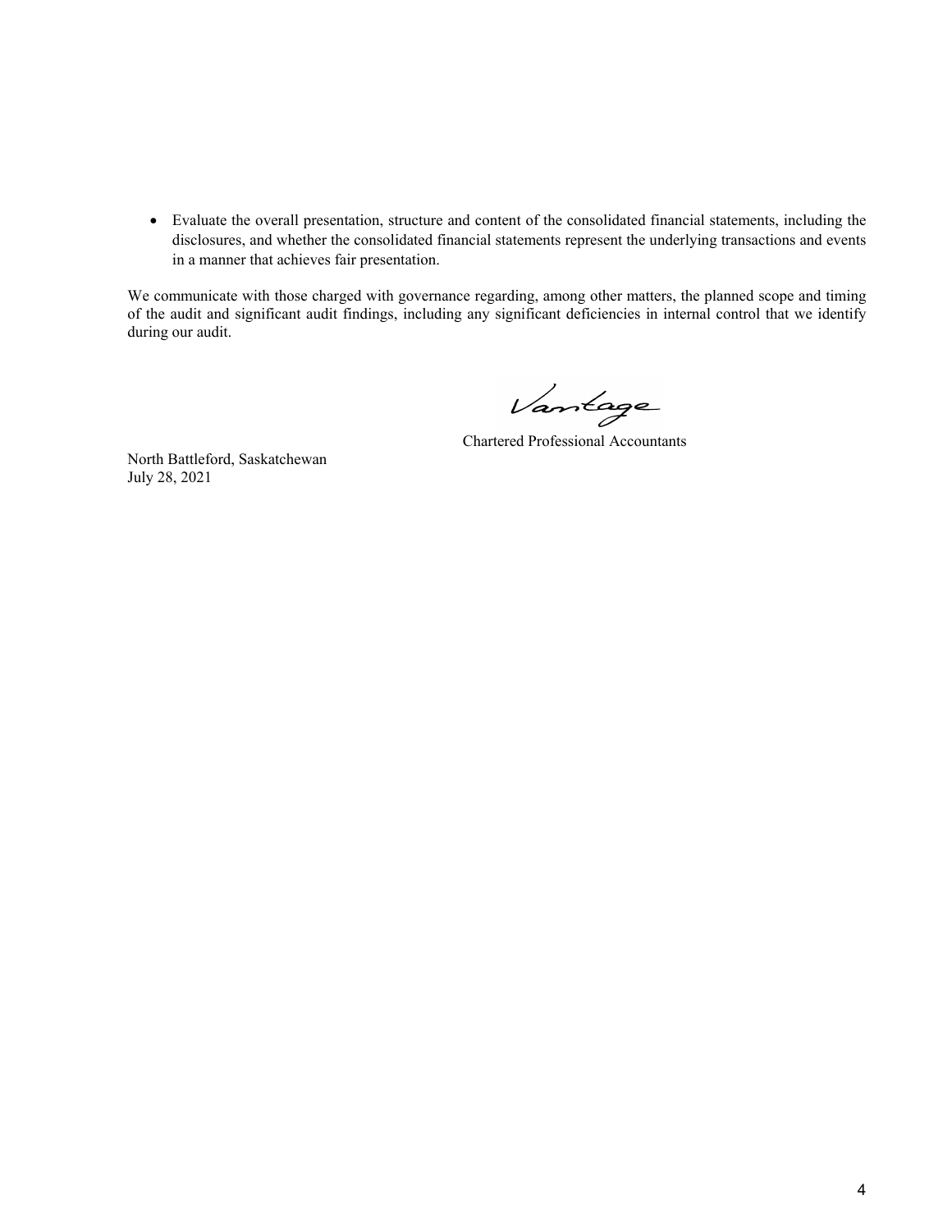- Evaluate the overall presentation, structure and content of the consolidated financial statements, including the disclosures, and whether the consolidated financial statements represent the underlying transactions and events in a manner that achieves fair presentation.

We communicate with those charged with governance regarding, among other matters, the planned scope and timing of the audit and significant audit findings, including any significant deficiencies in internal control that we identify during our audit.

Vantage

Chartered Professional Accountants

North Battleford, Saskatchewan
July 28, 2021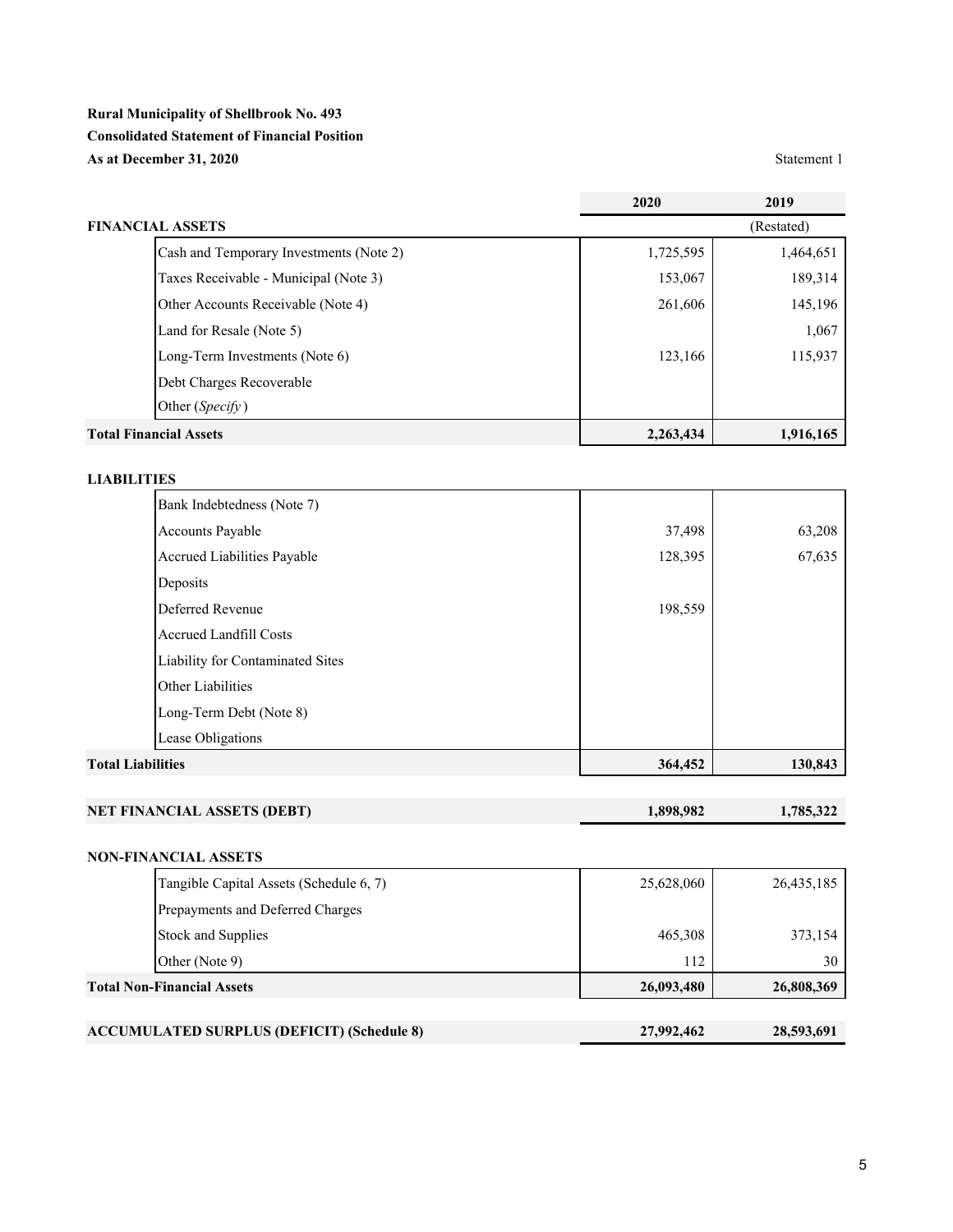**Rural Municipality of Shellbrook No. 493**

**Consolidated Statement of Financial Position**

**As at December 31, 2020**

Statement 1

| | 2020 | 2019 |
|---|---|---|
| **FINANCIAL ASSETS** | | (Restated) |
| Cash and Temporary Investments (Note 2) | 1,725,595 | 1,464,651 |
| Taxes Receivable - Municipal (Note 3) | 153,067 | 189,314 |
| Other Accounts Receivable (Note 4) | 261,606 | 145,196 |
| Land for Resale (Note 5) | | 1,067 |
| Long-Term Investments (Note 6) | 123,166 | 115,937 |
| Debt Charges Recoverable | | |
| Other (*Specify*) | | |
| **Total Financial Assets** | **2,263,434** | **1,916,165** |
| | | |
| **LIABILITIES** | | |
| Bank Indebtedness (Note 7) | | |
| Accounts Payable | 37,498 | 63,208 |
| Accrued Liabilities Payable | 128,395 | 67,635 |
| Deposits | | |
| Deferred Revenue | 198,559 | |
| Accrued Landfill Costs | | |
| Liability for Contaminated Sites | | |
| Other Liabilities | | |
| Long-Term Debt (Note 8) | | |
| Lease Obligations | | |
| **Total Liabilities** | **364,452** | **130,843** |
| | | |
| **NET FINANCIAL ASSETS (DEBT)** | **1,898,982** | **1,785,322** |
| | | |
| **NON-FINANCIAL ASSETS** | | |
| Tangible Capital Assets (Schedule 6, 7) | 25,628,060 | 26,435,185 |
| Prepayments and Deferred Charges | | |
| Stock and Supplies | 465,308 | 373,154 |
| Other (Note 9) | 112 | 30 |
| **Total Non-Financial Assets** | **26,093,480** | **26,808,369** |
| | | |
| **ACCUMULATED SURPLUS (DEFICIT) (Schedule 8)** | **27,992,462** | **28,593,691** |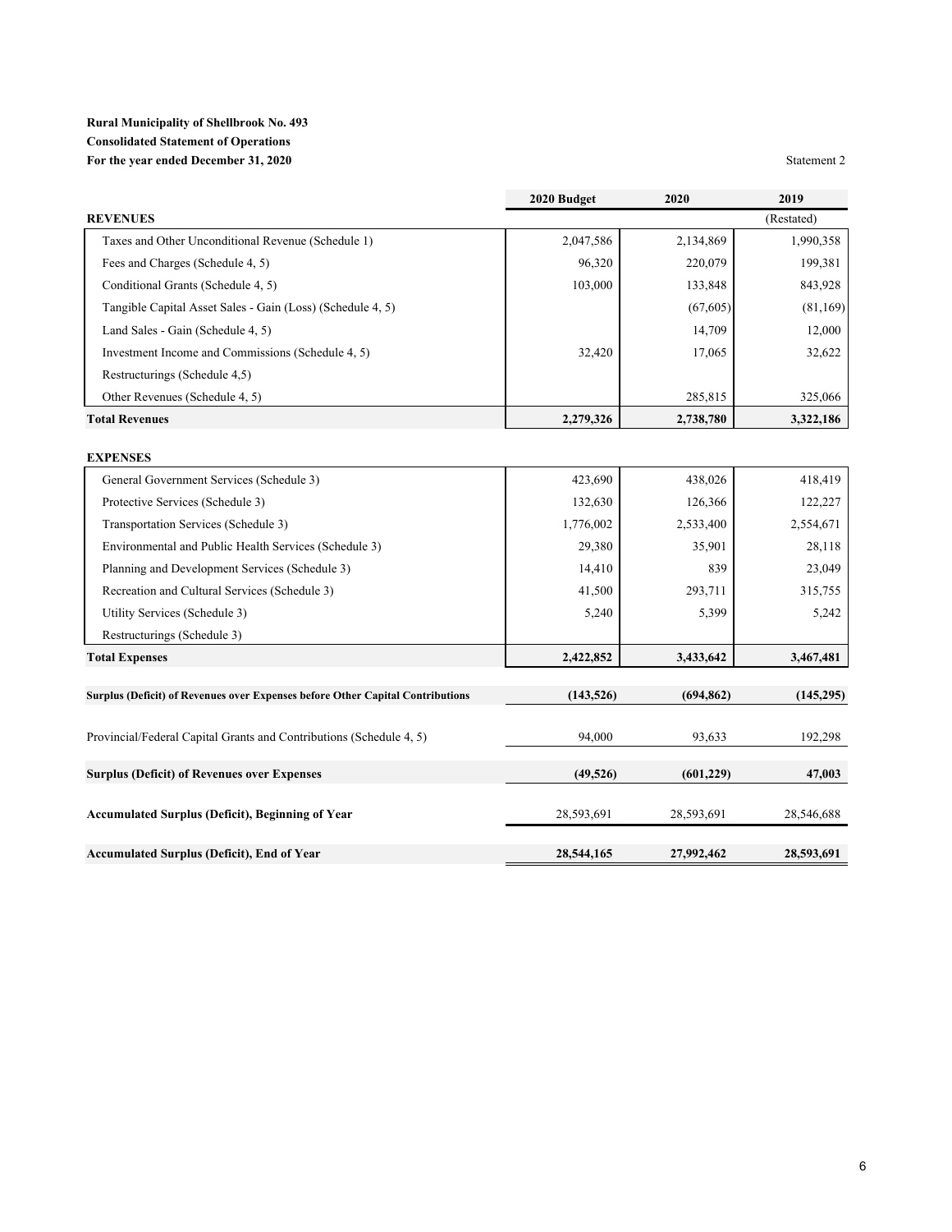**Rural Municipality of Shellbrook No. 493**
**Consolidated Statement of Operations**
**For the year ended December 31, 2020**

Statement 2

| | 2020 Budget | 2020 | 2019 |
|---|---|---|---|
| **REVENUES** | | | (Restated) |
| Taxes and Other Unconditional Revenue (Schedule 1) | 2,047,586 | 2,134,869 | 1,990,358 |
| Fees and Charges (Schedule 4, 5) | 96,320 | 220,079 | 199,381 |
| Conditional Grants (Schedule 4, 5) | 103,000 | 133,848 | 843,928 |
| Tangible Capital Asset Sales - Gain (Loss) (Schedule 4, 5) | | (67,605) | (81,169) |
| Land Sales - Gain (Schedule 4, 5) | | 14,709 | 12,000 |
| Investment Income and Commissions (Schedule 4, 5) | 32,420 | 17,065 | 32,622 |
| Restructurings (Schedule 4,5) | | | |
| Other Revenues (Schedule 4, 5) | | 285,815 | 325,066 |
| **Total Revenues** | **2,279,326** | **2,738,780** | **3,322,186** |
| **EXPENSES** | | | |
| General Government Services (Schedule 3) | 423,690 | 438,026 | 418,419 |
| Protective Services (Schedule 3) | 132,630 | 126,366 | 122,227 |
| Transportation Services (Schedule 3) | 1,776,002 | 2,533,400 | 2,554,671 |
| Environmental and Public Health Services (Schedule 3) | 29,380 | 35,901 | 28,118 |
| Planning and Development Services (Schedule 3) | 14,410 | 839 | 23,049 |
| Recreation and Cultural Services (Schedule 3) | 41,500 | 293,711 | 315,755 |
| Utility Services (Schedule 3) | 5,240 | 5,399 | 5,242 |
| Restructurings (Schedule 3) | | | |
| **Total Expenses** | **2,422,852** | **3,433,642** | **3,467,481** |
| **Surplus (Deficit) of Revenues over Expenses before Other Capital Contributions** | **(143,526)** | **(694,862)** | **(145,295)** |
| Provincial/Federal Capital Grants and Contributions (Schedule 4, 5) | 94,000 | 93,633 | 192,298 |
| **Surplus (Deficit) of Revenues over Expenses** | **(49,526)** | **(601,229)** | **47,003** |
| **Accumulated Surplus (Deficit), Beginning of Year** | 28,593,691 | 28,593,691 | 28,546,688 |
| **Accumulated Surplus (Deficit), End of Year** | **28,544,165** | **27,992,462** | **28,593,691** |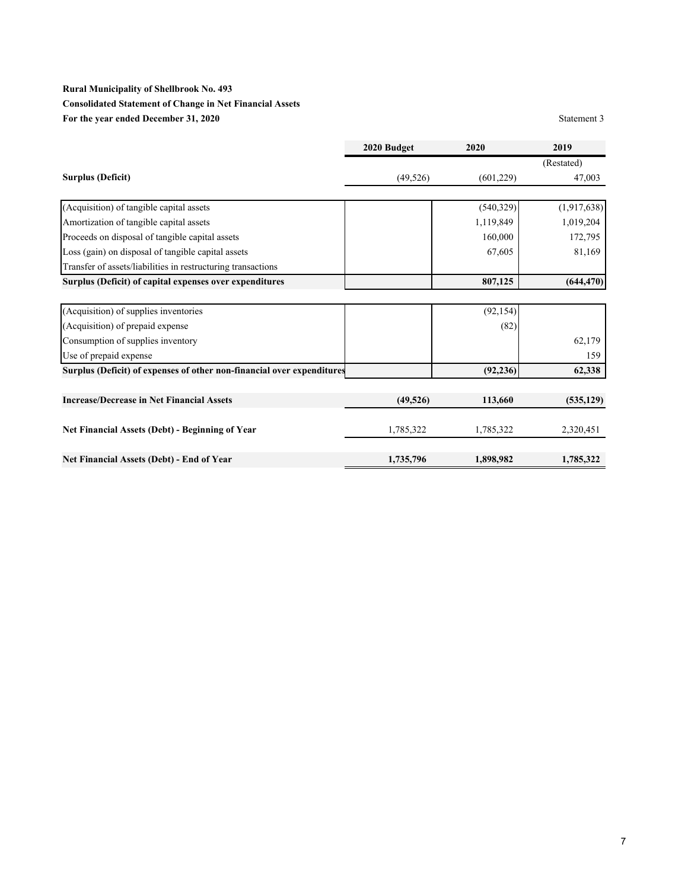**Rural Municipality of Shellbrook No. 493**
**Consolidated Statement of Change in Net Financial Assets**
**For the year ended December 31, 2020**

Statement 3

| | 2020 Budget | 2020 | 2019 |
|---|---|---|---|
| | | | (Restated) |
| **Surplus (Deficit)** | (49,526) | (601,229) | 47,003 |
| | | | |
| (Acquisition) of tangible capital assets | | (540,329) | (1,917,638) |
| Amortization of tangible capital assets | | 1,119,849 | 1,019,204 |
| Proceeds on disposal of tangible capital assets | | 160,000 | 172,795 |
| Loss (gain) on disposal of tangible capital assets | | 67,605 | 81,169 |
| Transfer of assets/liabilities in restructuring transactions | | | |
| **Surplus (Deficit) of capital expenses over expenditures** | | **807,125** | **(644,470)** |
| | | | |
| (Acquisition) of supplies inventories | | (92,154) | |
| (Acquisition) of prepaid expense | | (82) | |
| Consumption of supplies inventory | | | 62,179 |
| Use of prepaid expense | | | 159 |
| **Surplus (Deficit) of expenses of other non-financial over expenditures** | | **(92,236)** | **62,338** |
| | | | |
| **Increase/Decrease in Net Financial Assets** | **(49,526)** | **113,660** | **(535,129)** |
| | | | |
| **Net Financial Assets (Debt) - Beginning of Year** | 1,785,322 | 1,785,322 | 2,320,451 |
| | | | |
| **Net Financial Assets (Debt) - End of Year** | **1,735,796** | **1,898,982** | **1,785,322** |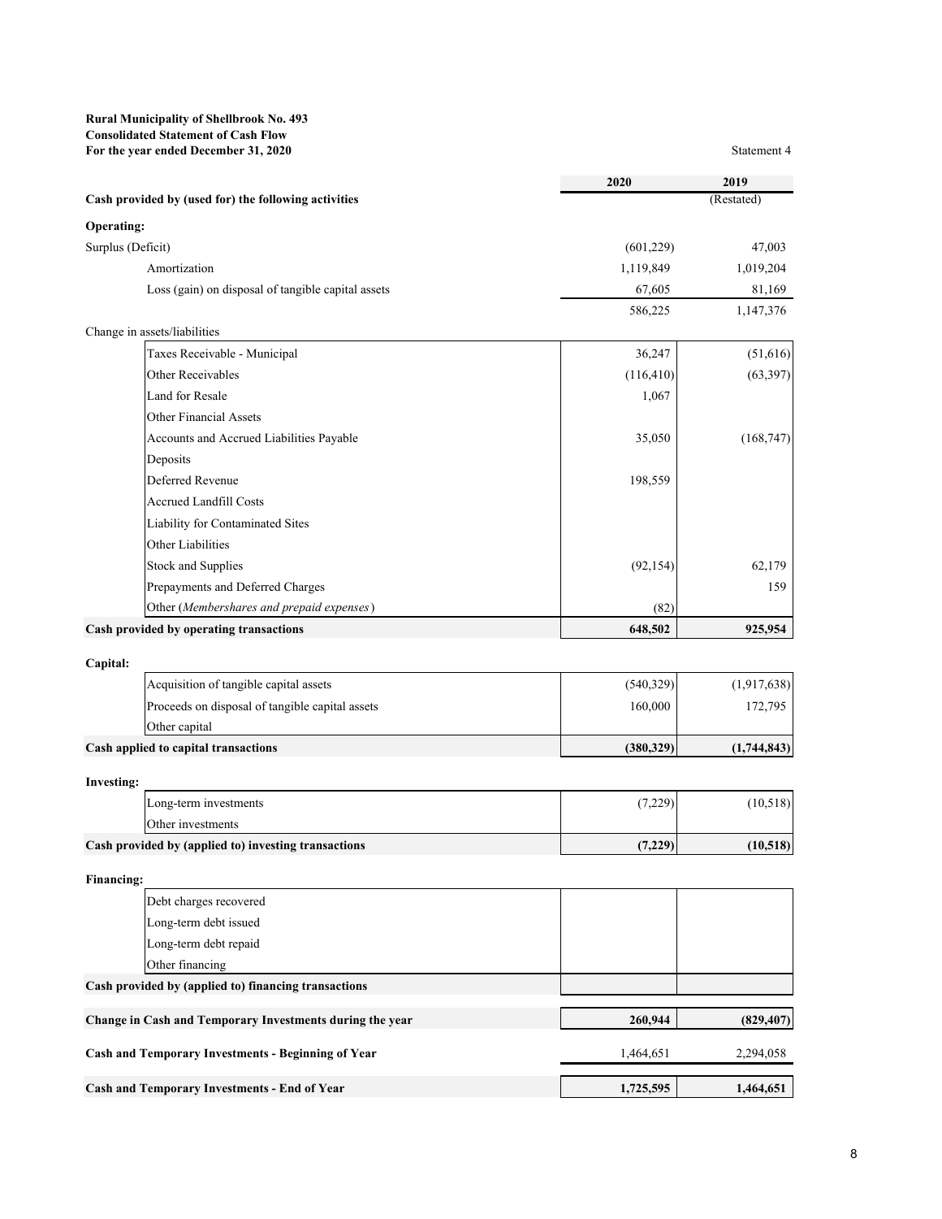**Rural Municipality of Shellbrook No. 493**
**Consolidated Statement of Cash Flow**
**For the year ended December 31, 2020**

Statement 4

| | 2020 | 2019 (Restated) |
|---|---|---|
| **Cash provided by (used for) the following activities** | | |
| **Operating:** | | |
| Surplus (Deficit) | (601,229) | 47,003 |
| Amortization | 1,119,849 | 1,019,204 |
| Loss (gain) on disposal of tangible capital assets | 67,605 | 81,169 |
| | 586,225 | 1,147,376 |
| Change in assets/liabilities | | |
| Taxes Receivable - Municipal | 36,247 | (51,616) |
| Other Receivables | (116,410) | (63,397) |
| Land for Resale | 1,067 | |
| Other Financial Assets | | |
| Accounts and Accrued Liabilities Payable | 35,050 | (168,747) |
| Deposits | | |
| Deferred Revenue | 198,559 | |
| Accrued Landfill Costs | | |
| Liability for Contaminated Sites | | |
| Other Liabilities | | |
| Stock and Supplies | (92,154) | 62,179 |
| Prepayments and Deferred Charges | | 159 |
| Other (*Membershares and prepaid expenses*) | (82) | |
| **Cash provided by operating transactions** | **648,502** | **925,954** |
| **Capital:** | | |
| Acquisition of tangible capital assets | (540,329) | (1,917,638) |
| Proceeds on disposal of tangible capital assets | 160,000 | 172,795 |
| Other capital | | |
| **Cash applied to capital transactions** | **(380,329)** | **(1,744,843)** |
| **Investing:** | | |
| Long-term investments | (7,229) | (10,518) |
| Other investments | | |
| **Cash provided by (applied to) investing transactions** | **(7,229)** | **(10,518)** |
| **Financing:** | | |
| Debt charges recovered | | |
| Long-term debt issued | | |
| Long-term debt repaid | | |
| Other financing | | |
| **Cash provided by (applied to) financing transactions** | | |
| **Change in Cash and Temporary Investments during the year** | **260,944** | **(829,407)** |
| **Cash and Temporary Investments - Beginning of Year** | 1,464,651 | 2,294,058 |
| **Cash and Temporary Investments - End of Year** | **1,725,595** | **1,464,651** |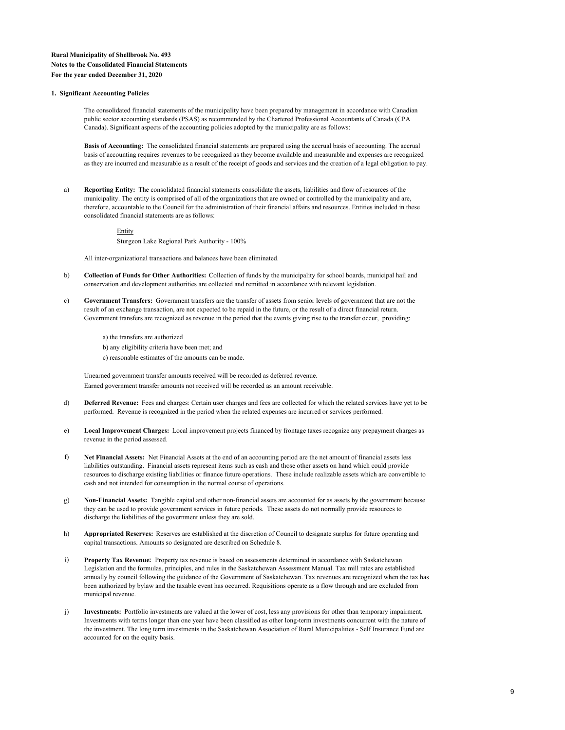**Rural Municipality of Shellbrook No. 493**
**Notes to the Consolidated Financial Statements**
**For the year ended December 31, 2020**

**1. Significant Accounting Policies**

The consolidated financial statements of the municipality have been prepared by management in accordance with Canadian public sector accounting standards (PSAS) as recommended by the Chartered Professional Accountants of Canada (CPA Canada). Significant aspects of the accounting policies adopted by the municipality are as follows:

**Basis of Accounting:** The consolidated financial statements are prepared using the accrual basis of accounting. The accrual basis of accounting requires revenues to be recognized as they become available and measurable and expenses are recognized as they are incurred and measurable as a result of the receipt of goods and services and the creation of a legal obligation to pay.

a) **Reporting Entity:** The consolidated financial statements consolidate the assets, liabilities and flow of resources of the municipality. The entity is comprised of all of the organizations that are owned or controlled by the municipality and are, therefore, accountable to the Council for the administration of their financial affairs and resources. Entities included in these consolidated financial statements are as follows:

<u>Entity</u>
Sturgeon Lake Regional Park Authority - 100%

All inter-organizational transactions and balances have been eliminated.

b) **Collection of Funds for Other Authorities:** Collection of funds by the municipality for school boards, municipal hail and conservation and development authorities are collected and remitted in accordance with relevant legislation.

c) **Government Transfers:** Government transfers are the transfer of assets from senior levels of government that are not the result of an exchange transaction, are not expected to be repaid in the future, or the result of a direct financial return. Government transfers are recognized as revenue in the period that the events giving rise to the transfer occur, providing:

a) the transfers are authorized
b) any eligibility criteria have been met; and
c) reasonable estimates of the amounts can be made.

Unearned government transfer amounts received will be recorded as deferred revenue.
Earned government transfer amounts not received will be recorded as an amount receivable.

d) **Deferred Revenue:** Fees and charges: Certain user charges and fees are collected for which the related services have yet to be performed. Revenue is recognized in the period when the related expenses are incurred or services performed.

e) **Local Improvement Charges:** Local improvement projects financed by frontage taxes recognize any prepayment charges as revenue in the period assessed.

f) **Net Financial Assets:** Net Financial Assets at the end of an accounting period are the net amount of financial assets less liabilities outstanding. Financial assets represent items such as cash and those other assets on hand which could provide resources to discharge existing liabilities or finance future operations. These include realizable assets which are convertible to cash and not intended for consumption in the normal course of operations.

g) **Non-Financial Assets:** Tangible capital and other non-financial assets are accounted for as assets by the government because they can be used to provide government services in future periods. These assets do not normally provide resources to discharge the liabilities of the government unless they are sold.

h) **Appropriated Reserves:** Reserves are established at the discretion of Council to designate surplus for future operating and capital transactions. Amounts so designated are described on Schedule 8.

i) **Property Tax Revenue:** Property tax revenue is based on assessments determined in accordance with Saskatchewan Legislation and the formulas, principles, and rules in the Saskatchewan Assessment Manual. Tax mill rates are established annually by council following the guidance of the Government of Saskatchewan. Tax revenues are recognized when the tax has been authorized by bylaw and the taxable event has occurred. Requisitions operate as a flow through and are excluded from municipal revenue.

j) **Investments:** Portfolio investments are valued at the lower of cost, less any provisions for other than temporary impairment. Investments with terms longer than one year have been classified as other long-term investments concurrent with the nature of the investment. The long term investments in the Saskatchewan Association of Rural Municipalities - Self Insurance Fund are accounted for on the equity basis.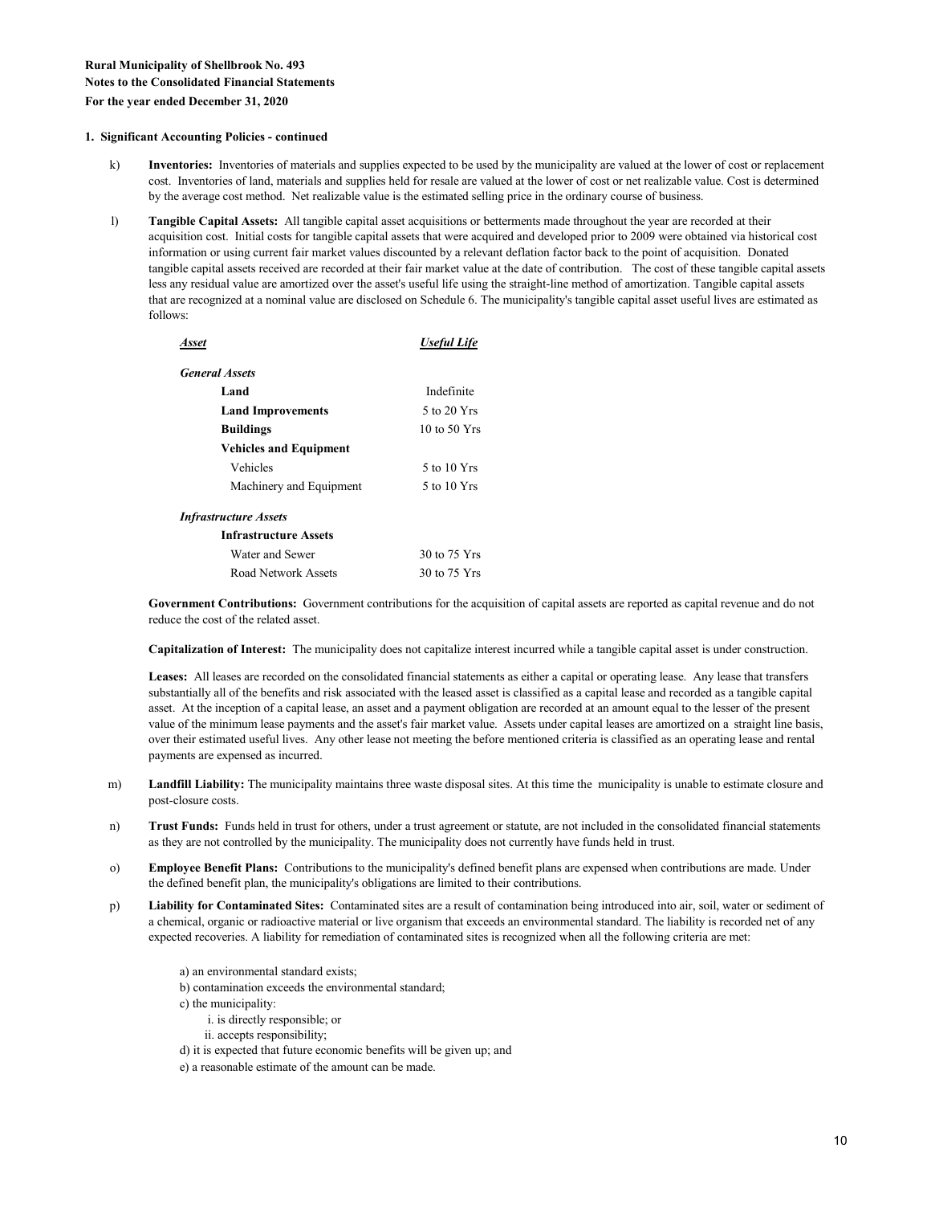**Rural Municipality of Shellbrook No. 493**
**Notes to the Consolidated Financial Statements**
**For the year ended December 31, 2020**

**1. Significant Accounting Policies - continued**

k) **Inventories:** Inventories of materials and supplies expected to be used by the municipality are valued at the lower of cost or replacement cost. Inventories of land, materials and supplies held for resale are valued at the lower of cost or net realizable value. Cost is determined by the average cost method. Net realizable value is the estimated selling price in the ordinary course of business.

l) **Tangible Capital Assets:** All tangible capital asset acquisitions or betterments made throughout the year are recorded at their acquisition cost. Initial costs for tangible capital assets that were acquired and developed prior to 2009 were obtained via historical cost information or using current fair market values discounted by a relevant deflation factor back to the point of acquisition. Donated tangible capital assets received are recorded at their fair market value at the date of contribution. The cost of these tangible capital assets less any residual value are amortized over the asset's useful life using the straight-line method of amortization. Tangible capital assets that are recognized at a nominal value are disclosed on Schedule 6. The municipality's tangible capital asset useful lives are estimated as follows:

| ***Asset*** | ***Useful Life*** |
|---|---|
| ***General Assets*** | |
| **Land** | Indefinite |
| **Land Improvements** | 5 to 20 Yrs |
| **Buildings** | 10 to 50 Yrs |
| **Vehicles and Equipment** | |
| Vehicles | 5 to 10 Yrs |
| Machinery and Equipment | 5 to 10 Yrs |
| ***Infrastructure Assets*** | |
| **Infrastructure Assets** | |
| Water and Sewer | 30 to 75 Yrs |
| Road Network Assets | 30 to 75 Yrs |

**Government Contributions:** Government contributions for the acquisition of capital assets are reported as capital revenue and do not reduce the cost of the related asset.

**Capitalization of Interest:** The municipality does not capitalize interest incurred while a tangible capital asset is under construction.

**Leases:** All leases are recorded on the consolidated financial statements as either a capital or operating lease. Any lease that transfers substantially all of the benefits and risk associated with the leased asset is classified as a capital lease and recorded as a tangible capital asset. At the inception of a capital lease, an asset and a payment obligation are recorded at an amount equal to the lesser of the present value of the minimum lease payments and the asset's fair market value. Assets under capital leases are amortized on a straight line basis, over their estimated useful lives. Any other lease not meeting the before mentioned criteria is classified as an operating lease and rental payments are expensed as incurred.

m) **Landfill Liability:** The municipality maintains three waste disposal sites. At this time the municipality is unable to estimate closure and post-closure costs.

n) **Trust Funds:** Funds held in trust for others, under a trust agreement or statute, are not included in the consolidated financial statements as they are not controlled by the municipality. The municipality does not currently have funds held in trust.

o) **Employee Benefit Plans:** Contributions to the municipality's defined benefit plans are expensed when contributions are made. Under the defined benefit plan, the municipality's obligations are limited to their contributions.

p) **Liability for Contaminated Sites:** Contaminated sites are a result of contamination being introduced into air, soil, water or sediment of a chemical, organic or radioactive material or live organism that exceeds an environmental standard. The liability is recorded net of any expected recoveries. A liability for remediation of contaminated sites is recognized when all the following criteria are met:

a) an environmental standard exists;
b) contamination exceeds the environmental standard;
c) the municipality:
  i. is directly responsible; or
  ii. accepts responsibility;
d) it is expected that future economic benefits will be given up; and
e) a reasonable estimate of the amount can be made.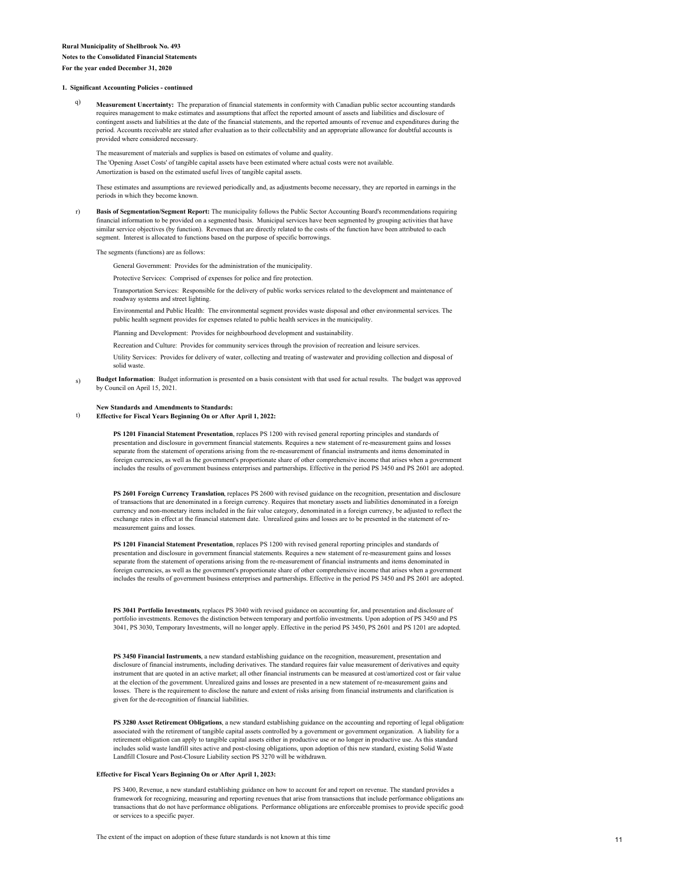**Rural Municipality of Shellbrook No. 493**
**Notes to the Consolidated Financial Statements**
**For the year ended December 31, 2020**

**1. Significant Accounting Policies - continued**

q) **Measurement Uncertainty:** The preparation of financial statements in conformity with Canadian public sector accounting standards requires management to make estimates and assumptions that affect the reported amount of assets and liabilities and disclosure of contingent assets and liabilities at the date of the financial statements, and the reported amounts of revenue and expenditures during the period. Accounts receivable are stated after evaluation as to their collectability and an appropriate allowance for doubtful accounts is provided where considered necessary.

The measurement of materials and supplies is based on estimates of volume and quality.
The 'Opening Asset Costs' of tangible capital assets have been estimated where actual costs were not available.
Amortization is based on the estimated useful lives of tangible capital assets.

These estimates and assumptions are reviewed periodically and, as adjustments become necessary, they are reported in earnings in the periods in which they become known.

r) **Basis of Segmentation/Segment Report:** The municipality follows the Public Sector Accounting Board's recommendations requiring financial information to be provided on a segmented basis. Municipal services have been segmented by grouping activities that have similar service objectives (by function). Revenues that are directly related to the costs of the function have been attributed to each segment. Interest is allocated to functions based on the purpose of specific borrowings.

The segments (functions) are as follows:

General Government: Provides for the administration of the municipality.

Protective Services: Comprised of expenses for police and fire protection.

Transportation Services: Responsible for the delivery of public works services related to the development and maintenance of roadway systems and street lighting.

Environmental and Public Health: The environmental segment provides waste disposal and other environmental services. The public health segment provides for expenses related to public health services in the municipality.

Planning and Development: Provides for neighbourhood development and sustainability.

Recreation and Culture: Provides for community services through the provision of recreation and leisure services.

Utility Services: Provides for delivery of water, collecting and treating of wastewater and providing collection and disposal of solid waste.

s) **Budget Information**: Budget information is presented on a basis consistent with that used for actual results. The budget was approved by Council on April 15, 2021.

**New Standards and Amendments to Standards:**

t) **Effective for Fiscal Years Beginning On or After April 1, 2022:**

**PS 1201 Financial Statement Presentation**, replaces PS 1200 with revised general reporting principles and standards of presentation and disclosure in government financial statements. Requires a new statement of re-measurement gains and losses separate from the statement of operations arising from the re-measurement of financial instruments and items denominated in foreign currencies, as well as the government's proportionate share of other comprehensive income that arises when a government includes the results of government business enterprises and partnerships. Effective in the period PS 3450 and PS 2601 are adopted.

**PS 2601 Foreign Currency Translation**, replaces PS 2600 with revised guidance on the recognition, presentation and disclosure of transactions that are denominated in a foreign currency. Requires that monetary assets and liabilities denominated in a foreign currency and non-monetary items included in the fair value category, denominated in a foreign currency, be adjusted to reflect the exchange rates in effect at the financial statement date. Unrealized gains and losses are to be presented in the statement of re-measurement gains and losses.

**PS 1201 Financial Statement Presentation**, replaces PS 1200 with revised general reporting principles and standards of presentation and disclosure in government financial statements. Requires a new statement of re-measurement gains and losses separate from the statement of operations arising from the re-measurement of financial instruments and items denominated in foreign currencies, as well as the government's proportionate share of other comprehensive income that arises when a government includes the results of government business enterprises and partnerships. Effective in the period PS 3450 and PS 2601 are adopted.

**PS 3041 Portfolio Investments**, replaces PS 3040 with revised guidance on accounting for, and presentation and disclosure of portfolio investments. Removes the distinction between temporary and portfolio investments. Upon adoption of PS 3450 and PS 3041, PS 3030, Temporary Investments, will no longer apply. Effective in the period PS 3450, PS 2601 and PS 1201 are adopted.

**PS 3450 Financial Instruments**, a new standard establishing guidance on the recognition, measurement, presentation and disclosure of financial instruments, including derivatives. The standard requires fair value measurement of derivatives and equity instrument that are quoted in an active market; all other financial instruments can be measured at cost/amortized cost or fair value at the election of the government. Unrealized gains and losses are presented in a new statement of re-measurement gains and losses. There is the requirement to disclose the nature and extent of risks arising from financial instruments and clarification is given for the de-recognition of financial liabilities.

**PS 3280 Asset Retirement Obligations**, a new standard establishing guidance on the accounting and reporting of legal obligations associated with the retirement of tangible capital assets controlled by a government or government organization. A liability for a retirement obligation can apply to tangible capital assets either in productive use or no longer in productive use. As this standard includes solid waste landfill sites active and post-closing obligations, upon adoption of this new standard, existing Solid Waste Landfill Closure and Post-Closure Liability section PS 3270 will be withdrawn.

**Effective for Fiscal Years Beginning On or After April 1, 2023:**

PS 3400, Revenue, a new standard establishing guidance on how to account for and report on revenue. The standard provides a framework for recognizing, measuring and reporting revenues that arise from transactions that include performance obligations and transactions that do not have performance obligations. Performance obligations are enforceable promises to provide specific goods or services to a specific payer.

The extent of the impact on adoption of these future standards is not known at this time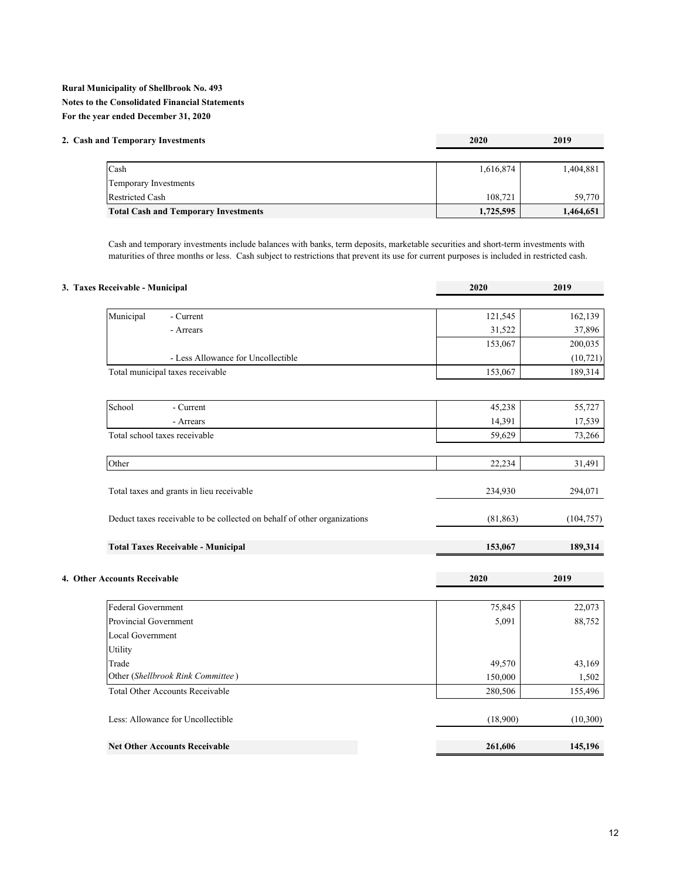**Rural Municipality of Shellbrook No. 493**
**Notes to the Consolidated Financial Statements**
**For the year ended December 31, 2020**

## 2. Cash and Temporary Investments

| | 2020 | 2019 |
|---|---|---|
| Cash | 1,616,874 | 1,404,881 |
| Temporary Investments | | |
| Restricted Cash | 108,721 | 59,770 |
| **Total Cash and Temporary Investments** | **1,725,595** | **1,464,651** |

Cash and temporary investments include balances with banks, term deposits, marketable securities and short-term investments with maturities of three months or less. Cash subject to restrictions that prevent its use for current purposes is included in restricted cash.

## 3. Taxes Receivable - Municipal

| | | 2020 | 2019 |
|---|---|---|---|
| Municipal | - Current | 121,545 | 162,139 |
| | - Arrears | 31,522 | 37,896 |
| | | 153,067 | 200,035 |
| | - Less Allowance for Uncollectible | | (10,721) |
| Total municipal taxes receivable | | 153,067 | 189,314 |
| | | | |
| School | - Current | 45,238 | 55,727 |
| | - Arrears | 14,391 | 17,539 |
| Total school taxes receivable | | 59,629 | 73,266 |
| | | | |
| Other | | 22,234 | 31,491 |
| | | | |
| Total taxes and grants in lieu receivable | | 234,930 | 294,071 |
| | | | |
| Deduct taxes receivable to be collected on behalf of other organizations | | (81,863) | (104,757) |
| | | | |
| **Total Taxes Receivable - Municipal** | | **153,067** | **189,314** |

## 4. Other Accounts Receivable

| | 2020 | 2019 |
|---|---|---|
| Federal Government | 75,845 | 22,073 |
| Provincial Government | 5,091 | 88,752 |
| Local Government | | |
| Utility | | |
| Trade | 49,570 | 43,169 |
| Other (*Shellbrook Rink Committee*) | 150,000 | 1,502 |
| Total Other Accounts Receivable | 280,506 | 155,496 |
| | | |
| Less: Allowance for Uncollectible | (18,900) | (10,300) |
| | | |
| **Net Other Accounts Receivable** | **261,606** | **145,196** |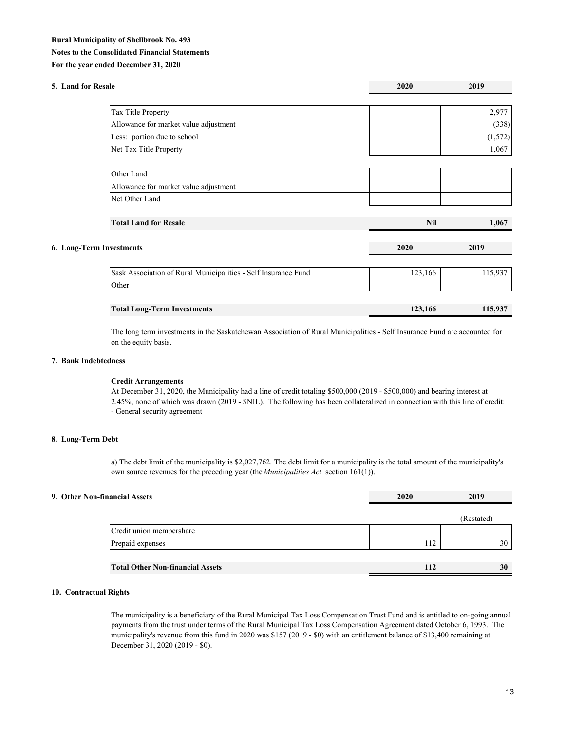**Rural Municipality of Shellbrook No. 493**

**Notes to the Consolidated Financial Statements**

**For the year ended December 31, 2020**

### 5. Land for Resale

| | 2020 | 2019 |
|---|---|---|
| Tax Title Property | | 2,977 |
| Allowance for market value adjustment | | (338) |
| Less: portion due to school | | (1,572) |
| Net Tax Title Property | | 1,067 |
| | | |
| Other Land | | |
| Allowance for market value adjustment | | |
| Net Other Land | | |
| | | |
| **Total Land for Resale** | **Nil** | **1,067** |

### 6. Long-Term Investments

| | 2020 | 2019 |
|---|---|---|
| Sask Association of Rural Municipalities - Self Insurance Fund | 123,166 | 115,937 |
| Other | | |
| | | |
| **Total Long-Term Investments** | **123,166** | **115,937** |

The long term investments in the Saskatchewan Association of Rural Municipalities - Self Insurance Fund are accounted for on the equity basis.

### 7. Bank Indebtedness

**Credit Arrangements**

At December 31, 2020, the Municipality had a line of credit totaling $500,000 (2019 - $500,000) and bearing interest at 2.45%, none of which was drawn (2019 - $NIL). The following has been collateralized in connection with this line of credit:
- General security agreement

### 8. Long-Term Debt

a) The debt limit of the municipality is $2,027,762. The debt limit for a municipality is the total amount of the municipality's own source revenues for the preceding year (the *Municipalities Act* section 161(1)).

### 9. Other Non-financial Assets

| | 2020 | 2019 |
|---|---|---|
| | | (Restated) |
| Credit union membershare | | |
| Prepaid expenses | 112 | 30 |
| | | |
| **Total Other Non-financial Assets** | **112** | **30** |

### 10. Contractual Rights

The municipality is a beneficiary of the Rural Municipal Tax Loss Compensation Trust Fund and is entitled to on-going annual payments from the trust under terms of the Rural Municipal Tax Loss Compensation Agreement dated October 6, 1993. The municipality's revenue from this fund in 2020 was $157 (2019 - $0) with an entitlement balance of $13,400 remaining at December 31, 2020 (2019 - $0).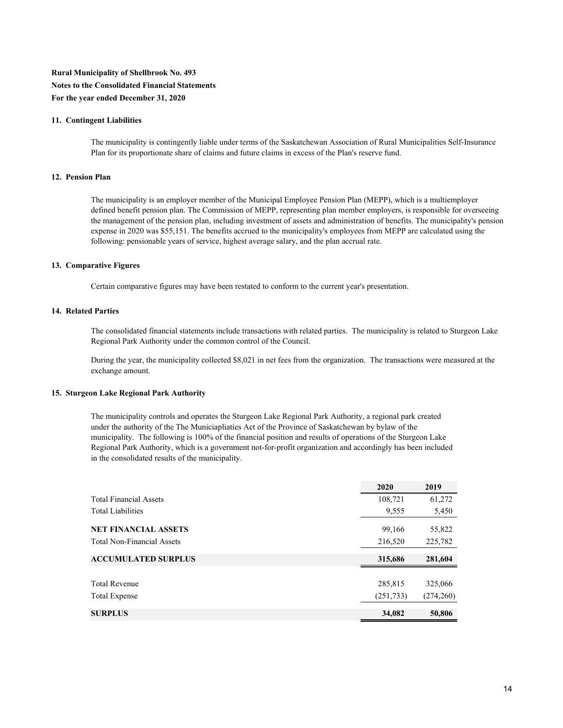**Rural Municipality of Shellbrook No. 493**

**Notes to the Consolidated Financial Statements**

**For the year ended December 31, 2020**

**11. Contingent Liabilities**

The municipality is contingently liable under terms of the Saskatchewan Association of Rural Municipalities Self-Insurance Plan for its proportionate share of claims and future claims in excess of the Plan's reserve fund.

**12. Pension Plan**

The municipality is an employer member of the Municipal Employee Pension Plan (MEPP), which is a multiemployer defined benefit pension plan. The Commission of MEPP, representing plan member employers, is responsible for overseeing the management of the pension plan, including investment of assets and administration of benefits. The municipality's pension expense in 2020 was $55,151. The benefits accrued to the municipality's employees from MEPP are calculated using the following: pensionable years of service, highest average salary, and the plan accrual rate.

**13. Comparative Figures**

Certain comparative figures may have been restated to conform to the current year's presentation.

**14. Related Parties**

The consolidated financial statements include transactions with related parties. The municipality is related to Sturgeon Lake Regional Park Authority under the common control of the Council.

During the year, the municipality collected $8,021 in net fees from the organization. The transactions were measured at the exchange amount.

**15. Sturgeon Lake Regional Park Authority**

The municipality controls and operates the Sturgeon Lake Regional Park Authority, a regional park created under the authority of the The Municiapliaties Act of the Province of Saskatchewan by bylaw of the municipality. The following is 100% of the financial position and results of operations of the Sturgeon Lake Regional Park Authority, which is a government not-for-profit organization and accordingly has been included in the consolidated results of the municipality.

| | **2020** | **2019** |
|---|---|---|
| Total Financial Assets | 108,721 | 61,272 |
| Total Liabilities | 9,555 | 5,450 |
| **NET FINANCIAL ASSETS** | 99,166 | 55,822 |
| Total Non-Financial Assets | 216,520 | 225,782 |
| **ACCUMULATED SURPLUS** | **315,686** | **281,604** |
| Total Revenue | 285,815 | 325,066 |
| Total Expense | (251,733) | (274,260) |
| **SURPLUS** | **34,082** | **50,806** |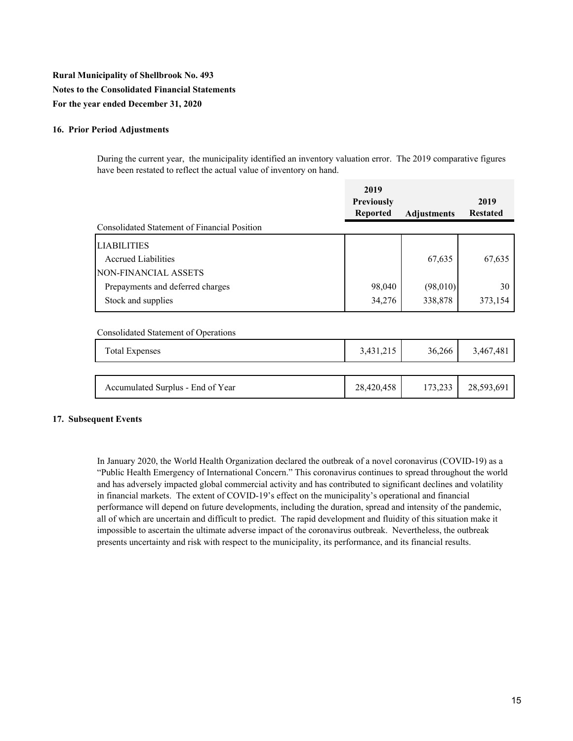**Rural Municipality of Shellbrook No. 493**
**Notes to the Consolidated Financial Statements**
**For the year ended December 31, 2020**

#### 16. Prior Period Adjustments

During the current year, the municipality identified an inventory valuation error. The 2019 comparative figures have been restated to reflect the actual value of inventory on hand.

| | **2019 Previously Reported** | **Adjustments** | **2019 Restated** |
|---|---|---|---|
| Consolidated Statement of Financial Position | | | |
| LIABILITIES | | | |
| Accrued Liabilities | | 67,635 | 67,635 |
| NON-FINANCIAL ASSETS | | | |
| Prepayments and deferred charges | 98,040 | (98,010) | 30 |
| Stock and supplies | 34,276 | 338,878 | 373,154 |
| Consolidated Statement of Operations | | | |
| Total Expenses | 3,431,215 | 36,266 | 3,467,481 |
| Accumulated Surplus - End of Year | 28,420,458 | 173,233 | 28,593,691 |

#### 17. Subsequent Events

In January 2020, the World Health Organization declared the outbreak of a novel coronavirus (COVID-19) as a "Public Health Emergency of International Concern." This coronavirus continues to spread throughout the world and has adversely impacted global commercial activity and has contributed to significant declines and volatility in financial markets. The extent of COVID-19's effect on the municipality's operational and financial performance will depend on future developments, including the duration, spread and intensity of the pandemic, all of which are uncertain and difficult to predict. The rapid development and fluidity of this situation make it impossible to ascertain the ultimate adverse impact of the coronavirus outbreak. Nevertheless, the outbreak presents uncertainty and risk with respect to the municipality, its performance, and its financial results.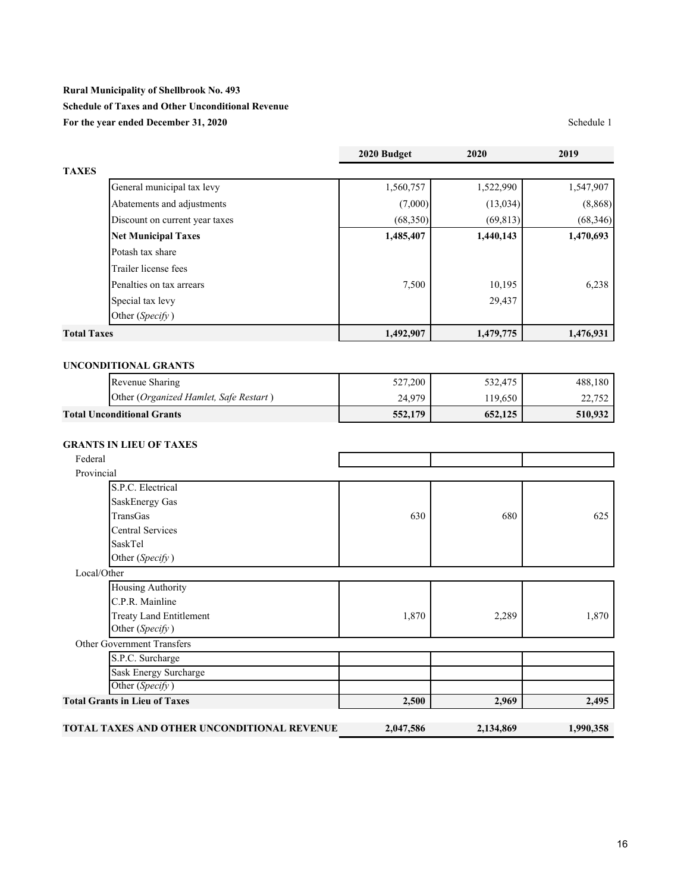**Rural Municipality of Shellbrook No. 493**

**Schedule of Taxes and Other Unconditional Revenue**

**For the year ended December 31, 2020**

Schedule 1

| | 2020 Budget | 2020 | 2019 |
|---|---|---|---|
| **TAXES** | | | |
| General municipal tax levy | 1,560,757 | 1,522,990 | 1,547,907 |
| Abatements and adjustments | (7,000) | (13,034) | (8,868) |
| Discount on current year taxes | (68,350) | (69,813) | (68,346) |
| **Net Municipal Taxes** | **1,485,407** | **1,440,143** | **1,470,693** |
| Potash tax share | | | |
| Trailer license fees | | | |
| Penalties on tax arrears | 7,500 | 10,195 | 6,238 |
| Special tax levy | | 29,437 | |
| Other (*Specify*) | | | |
| **Total Taxes** | **1,492,907** | **1,479,775** | **1,476,931** |
| | | | |
| **UNCONDITIONAL GRANTS** | | | |
| Revenue Sharing | 527,200 | 532,475 | 488,180 |
| Other (*Organized Hamlet, Safe Restart*) | 24,979 | 119,650 | 22,752 |
| **Total Unconditional Grants** | **552,179** | **652,125** | **510,932** |
| | | | |
| **GRANTS IN LIEU OF TAXES** | | | |
| Federal | | | |
| Provincial | | | |
| S.P.C. Electrical | | | |
| SaskEnergy Gas | | | |
| TransGas | 630 | 680 | 625 |
| Central Services | | | |
| SaskTel | | | |
| Other (*Specify*) | | | |
| Local/Other | | | |
| Housing Authority | | | |
| C.P.R. Mainline | | | |
| Treaty Land Entitlement | 1,870 | 2,289 | 1,870 |
| Other (*Specify*) | | | |
| Other Government Transfers | | | |
| S.P.C. Surcharge | | | |
| Sask Energy Surcharge | | | |
| Other (*Specify*) | | | |
| **Total Grants in Lieu of Taxes** | **2,500** | **2,969** | **2,495** |
| | | | |
| **TOTAL TAXES AND OTHER UNCONDITIONAL REVENUE** | **2,047,586** | **2,134,869** | **1,990,358** |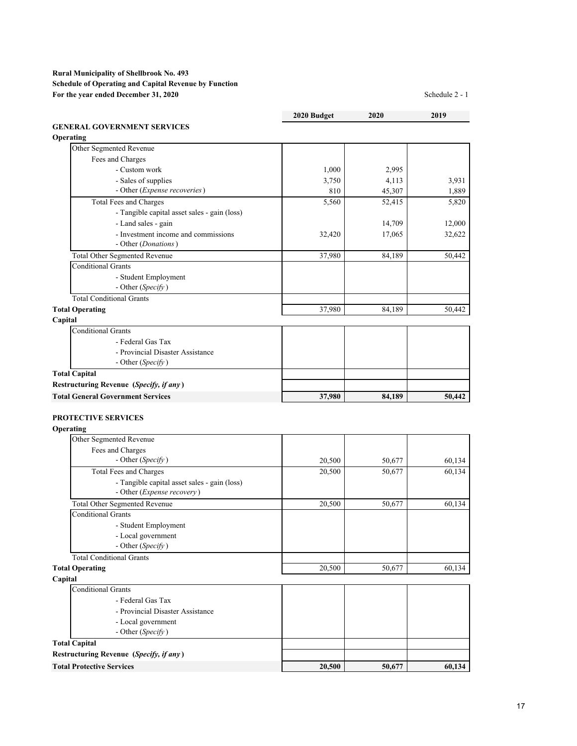**Rural Municipality of Shellbrook No. 493**
**Schedule of Operating and Capital Revenue by Function**
**For the year ended December 31, 2020**

Schedule 2 - 1

| | 2020 Budget | 2020 | 2019 |
|---|---|---|---|
| **GENERAL GOVERNMENT SERVICES** | | | |
| **Operating** | | | |
| Other Segmented Revenue | | | |
| Fees and Charges | | | |
| - Custom work | 1,000 | 2,995 | |
| - Sales of supplies | 3,750 | 4,113 | 3,931 |
| - Other (*Expense recoveries*) | 810 | 45,307 | 1,889 |
| Total Fees and Charges | 5,560 | 52,415 | 5,820 |
| - Tangible capital asset sales - gain (loss) | | | |
| - Land sales - gain | | 14,709 | 12,000 |
| - Investment income and commissions | 32,420 | 17,065 | 32,622 |
| - Other (*Donations*) | | | |
| Total Other Segmented Revenue | 37,980 | 84,189 | 50,442 |
| Conditional Grants | | | |
| - Student Employment | | | |
| - Other (*Specify*) | | | |
| Total Conditional Grants | | | |
| **Total Operating** | 37,980 | 84,189 | 50,442 |
| **Capital** | | | |
| Conditional Grants | | | |
| - Federal Gas Tax | | | |
| - Provincial Disaster Assistance | | | |
| - Other (*Specify*) | | | |
| **Total Capital** | | | |
| **Restructuring Revenue (*Specify, if any*)** | | | |
| **Total General Government Services** | **37,980** | **84,189** | **50,442** |

| | 2020 Budget | 2020 | 2019 |
|---|---|---|---|
| **PROTECTIVE SERVICES** | | | |
| **Operating** | | | |
| Other Segmented Revenue | | | |
| Fees and Charges | | | |
| - Other (*Specify*) | 20,500 | 50,677 | 60,134 |
| Total Fees and Charges | 20,500 | 50,677 | 60,134 |
| - Tangible capital asset sales - gain (loss) | | | |
| - Other (*Expense recovery*) | | | |
| Total Other Segmented Revenue | 20,500 | 50,677 | 60,134 |
| Conditional Grants | | | |
| - Student Employment | | | |
| - Local government | | | |
| - Other (*Specify*) | | | |
| Total Conditional Grants | | | |
| **Total Operating** | 20,500 | 50,677 | 60,134 |
| **Capital** | | | |
| Conditional Grants | | | |
| - Federal Gas Tax | | | |
| - Provincial Disaster Assistance | | | |
| - Local government | | | |
| - Other (*Specify*) | | | |
| **Total Capital** | | | |
| **Restructuring Revenue (*Specify, if any*)** | | | |
| **Total Protective Services** | **20,500** | **50,677** | **60,134** |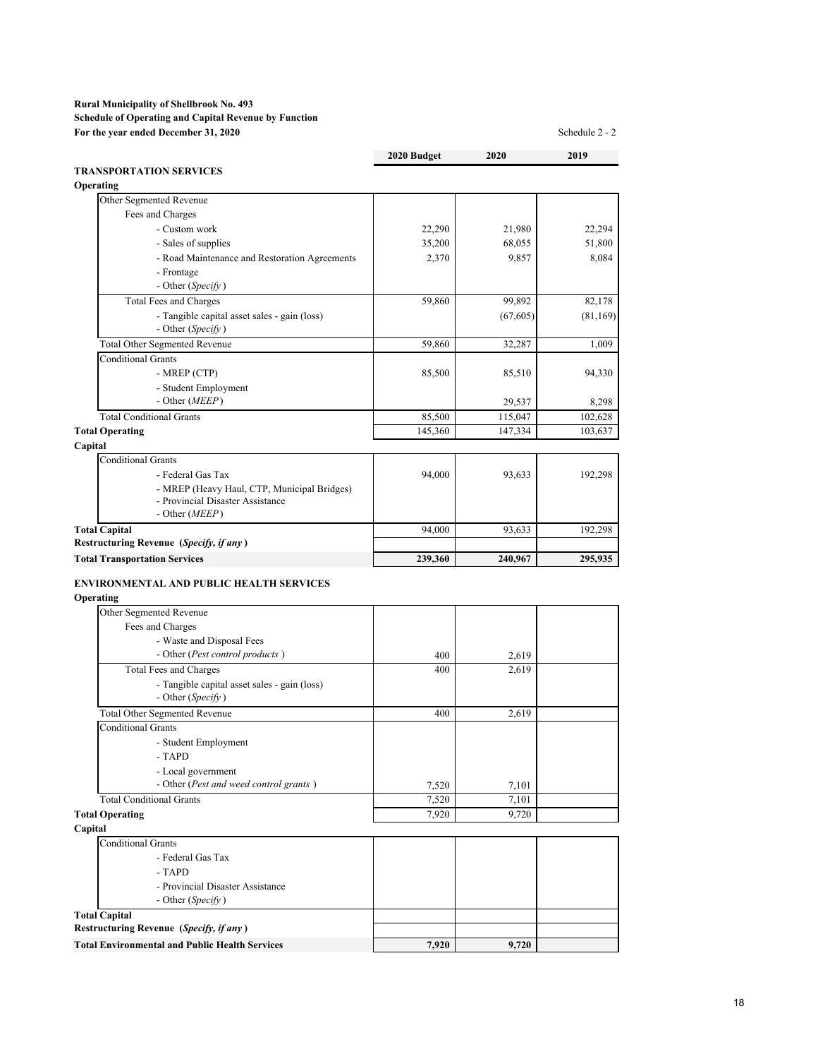**Rural Municipality of Shellbrook No. 493**
**Schedule of Operating and Capital Revenue by Function**
**For the year ended December 31, 2020**

Schedule 2 - 2

| | 2020 Budget | 2020 | 2019 |
|---|---|---|---|
| **TRANSPORTATION SERVICES** | | | |
| **Operating** | | | |
| Other Segmented Revenue | | | |
| Fees and Charges | | | |
| - Custom work | 22,290 | 21,980 | 22,294 |
| - Sales of supplies | 35,200 | 68,055 | 51,800 |
| - Road Maintenance and Restoration Agreements | 2,370 | 9,857 | 8,084 |
| - Frontage | | | |
| - Other (*Specify* ) | | | |
| Total Fees and Charges | 59,860 | 99,892 | 82,178 |
| - Tangible capital asset sales - gain (loss) | | (67,605) | (81,169) |
| - Other (*Specify* ) | | | |
| Total Other Segmented Revenue | 59,860 | 32,287 | 1,009 |
| Conditional Grants | | | |
| - MREP (CTP) | 85,500 | 85,510 | 94,330 |
| - Student Employment | | | |
| - Other (*MEEP* ) | | 29,537 | 8,298 |
| Total Conditional Grants | 85,500 | 115,047 | 102,628 |
| **Total Operating** | 145,360 | 147,334 | 103,637 |
| **Capital** | | | |
| Conditional Grants | | | |
| - Federal Gas Tax | 94,000 | 93,633 | 192,298 |
| - MREP (Heavy Haul, CTP, Municipal Bridges) | | | |
| - Provincial Disaster Assistance | | | |
| - Other (*MEEP* ) | | | |
| **Total Capital** | 94,000 | 93,633 | 192,298 |
| **Restructuring Revenue (*Specify, if any* )** | | | |
| **Total Transportation Services** | **239,360** | **240,967** | **295,935** |

| | 2020 Budget | 2020 | 2019 |
|---|---|---|---|
| **ENVIRONMENTAL AND PUBLIC HEALTH SERVICES** | | | |
| **Operating** | | | |
| Other Segmented Revenue | | | |
| Fees and Charges | | | |
| - Waste and Disposal Fees | | | |
| - Other (*Pest control products* ) | 400 | 2,619 | |
| Total Fees and Charges | 400 | 2,619 | |
| - Tangible capital asset sales - gain (loss) | | | |
| - Other (*Specify* ) | | | |
| Total Other Segmented Revenue | 400 | 2,619 | |
| Conditional Grants | | | |
| - Student Employment | | | |
| - TAPD | | | |
| - Local government | | | |
| - Other (*Pest and weed control grants* ) | 7,520 | 7,101 | |
| Total Conditional Grants | 7,520 | 7,101 | |
| **Total Operating** | 7,920 | 9,720 | |
| **Capital** | | | |
| Conditional Grants | | | |
| - Federal Gas Tax | | | |
| - TAPD | | | |
| - Provincial Disaster Assistance | | | |
| - Other (*Specify* ) | | | |
| **Total Capital** | | | |
| **Restructuring Revenue (*Specify, if any* )** | | | |
| **Total Environmental and Public Health Services** | **7,920** | **9,720** | |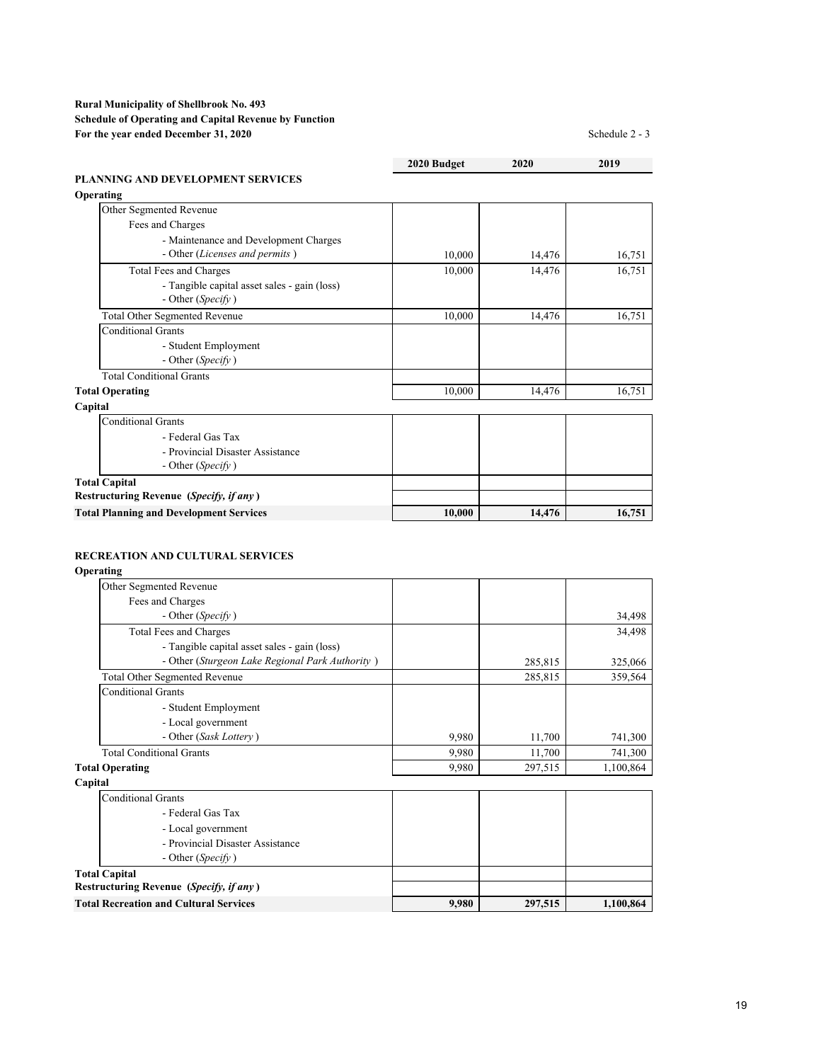**Rural Municipality of Shellbrook No. 493**
**Schedule of Operating and Capital Revenue by Function**
**For the year ended December 31, 2020**

Schedule 2 - 3

| | 2020 Budget | 2020 | 2019 |
|---|---|---|---|
| **PLANNING AND DEVELOPMENT SERVICES** | | | |
| **Operating** | | | |
| Other Segmented Revenue | | | |
| Fees and Charges | | | |
| - Maintenance and Development Charges | | | |
| - Other (*Licenses and permits* ) | 10,000 | 14,476 | 16,751 |
| Total Fees and Charges | 10,000 | 14,476 | 16,751 |
| - Tangible capital asset sales - gain (loss) | | | |
| - Other (*Specify* ) | | | |
| Total Other Segmented Revenue | 10,000 | 14,476 | 16,751 |
| Conditional Grants | | | |
| - Student Employment | | | |
| - Other (*Specify* ) | | | |
| Total Conditional Grants | | | |
| **Total Operating** | 10,000 | 14,476 | 16,751 |
| **Capital** | | | |
| Conditional Grants | | | |
| - Federal Gas Tax | | | |
| - Provincial Disaster Assistance | | | |
| - Other (*Specify* ) | | | |
| **Total Capital** | | | |
| **Restructuring Revenue (*Specify, if any* )** | | | |
| **Total Planning and Development Services** | **10,000** | **14,476** | **16,751** |

| | 2020 Budget | 2020 | 2019 |
|---|---|---|---|
| **RECREATION AND CULTURAL SERVICES** | | | |
| **Operating** | | | |
| Other Segmented Revenue | | | |
| Fees and Charges | | | |
| - Other (*Specify* ) | | | 34,498 |
| Total Fees and Charges | | | 34,498 |
| - Tangible capital asset sales - gain (loss) | | | |
| - Other (*Sturgeon Lake Regional Park Authority* ) | | 285,815 | 325,066 |
| Total Other Segmented Revenue | | 285,815 | 359,564 |
| Conditional Grants | | | |
| - Student Employment | | | |
| - Local government | | | |
| - Other (*Sask Lottery* ) | 9,980 | 11,700 | 741,300 |
| Total Conditional Grants | 9,980 | 11,700 | 741,300 |
| **Total Operating** | 9,980 | 297,515 | 1,100,864 |
| **Capital** | | | |
| Conditional Grants | | | |
| - Federal Gas Tax | | | |
| - Local government | | | |
| - Provincial Disaster Assistance | | | |
| - Other (*Specify* ) | | | |
| **Total Capital** | | | |
| **Restructuring Revenue (*Specify, if any* )** | | | |
| **Total Recreation and Cultural Services** | **9,980** | **297,515** | **1,100,864** |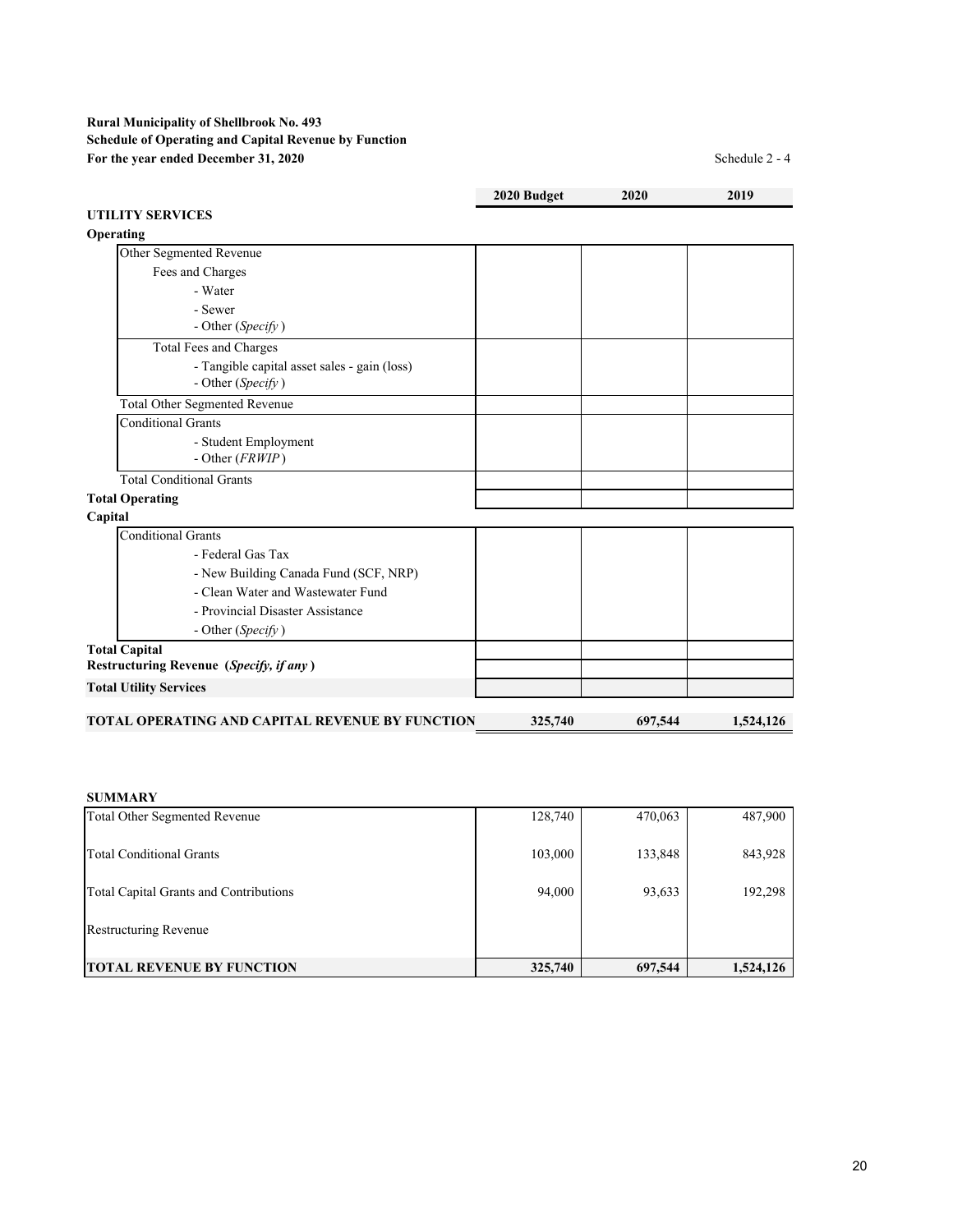**Rural Municipality of Shellbrook No. 493**
**Schedule of Operating and Capital Revenue by Function**
**For the year ended December 31, 2020**

Schedule 2 - 4

| | 2020 Budget | 2020 | 2019 |
|---|---|---|---|
| **UTILITY SERVICES** | | | |
| **Operating** | | | |
| Other Segmented Revenue | | | |
| Fees and Charges | | | |
| - Water | | | |
| - Sewer | | | |
| - Other (*Specify*) | | | |
| Total Fees and Charges | | | |
| - Tangible capital asset sales - gain (loss) | | | |
| - Other (*Specify*) | | | |
| Total Other Segmented Revenue | | | |
| Conditional Grants | | | |
| - Student Employment | | | |
| - Other (*FRWIP*) | | | |
| Total Conditional Grants | | | |
| **Total Operating** | | | |
| **Capital** | | | |
| Conditional Grants | | | |
| - Federal Gas Tax | | | |
| - New Building Canada Fund (SCF, NRP) | | | |
| - Clean Water and Wastewater Fund | | | |
| - Provincial Disaster Assistance | | | |
| - Other (*Specify*) | | | |
| **Total Capital** | | | |
| **Restructuring Revenue (*Specify, if any*)** | | | |
| **Total Utility Services** | | | |
| **TOTAL OPERATING AND CAPITAL REVENUE BY FUNCTION** | **325,740** | **697,544** | **1,524,126** |

**SUMMARY**

| | 2020 Budget | 2020 | 2019 |
|---|---|---|---|
| Total Other Segmented Revenue | 128,740 | 470,063 | 487,900 |
| Total Conditional Grants | 103,000 | 133,848 | 843,928 |
| Total Capital Grants and Contributions | 94,000 | 93,633 | 192,298 |
| Restructuring Revenue | | | |
| **TOTAL REVENUE BY FUNCTION** | **325,740** | **697,544** | **1,524,126** |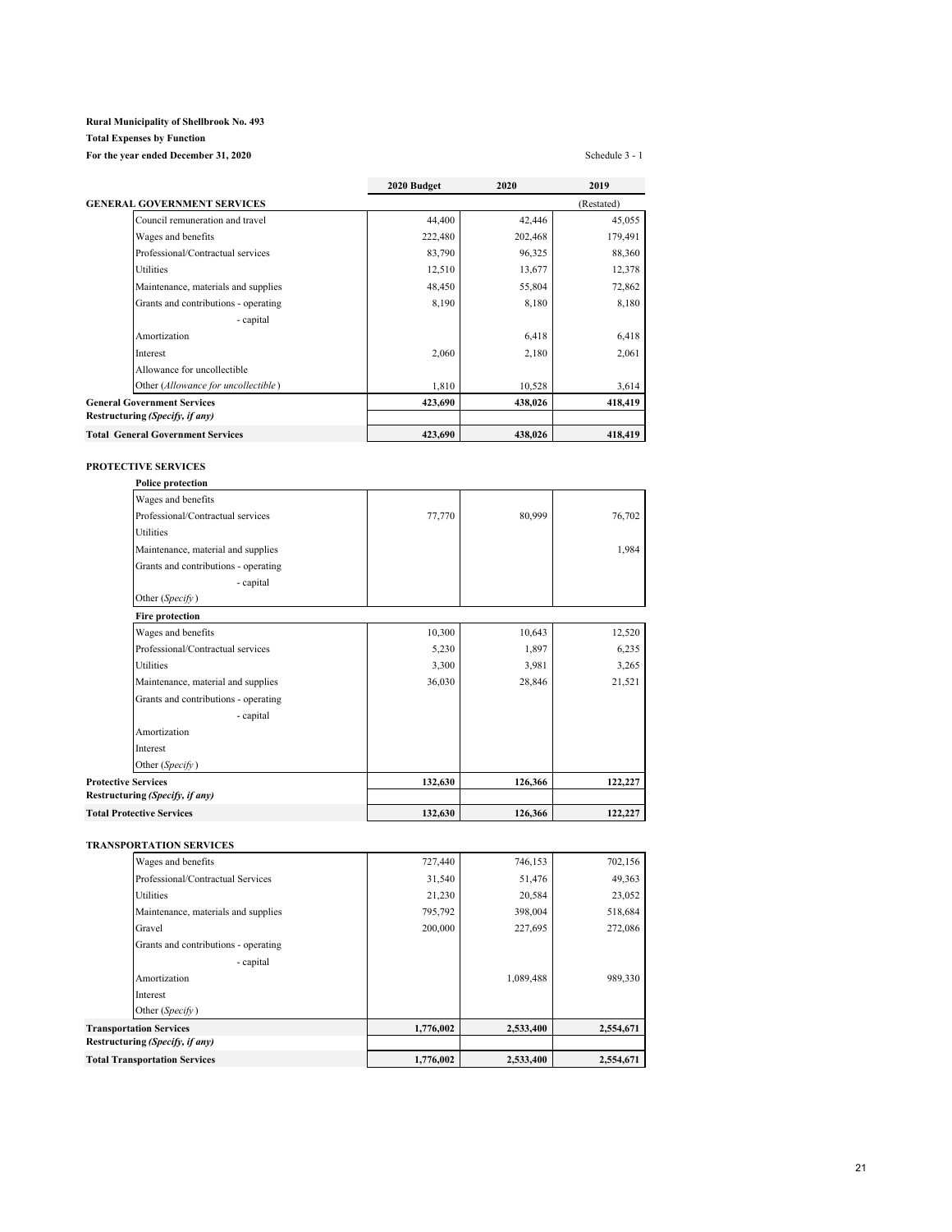**Rural Municipality of Shellbrook No. 493**

**Total Expenses by Function**

**For the year ended December 31, 2020**

Schedule 3 - 1

| | 2020 Budget | 2020 | 2019 |
|---|---|---|---|
| **GENERAL GOVERNMENT SERVICES** | | | (Restated) |
| Council remuneration and travel | 44,400 | 42,446 | 45,055 |
| Wages and benefits | 222,480 | 202,468 | 179,491 |
| Professional/Contractual services | 83,790 | 96,325 | 88,360 |
| Utilities | 12,510 | 13,677 | 12,378 |
| Maintenance, materials and supplies | 48,450 | 55,804 | 72,862 |
| Grants and contributions - operating | 8,190 | 8,180 | 8,180 |
| - capital | | | |
| Amortization | | 6,418 | 6,418 |
| Interest | 2,060 | 2,180 | 2,061 |
| Allowance for uncollectible | | | |
| Other (*Allowance for uncollectible*) | 1,810 | 10,528 | 3,614 |
| **General Government Services** | **423,690** | **438,026** | **418,419** |
| **Restructuring *(Specify, if any)*** | | | |
| **Total General Government Services** | **423,690** | **438,026** | **418,419** |

| | 2020 Budget | 2020 | 2019 |
|---|---|---|---|
| **PROTECTIVE SERVICES** | | | |
| **Police protection** | | | |
| Wages and benefits | | | |
| Professional/Contractual services | 77,770 | 80,999 | 76,702 |
| Utilities | | | |
| Maintenance, material and supplies | | | 1,984 |
| Grants and contributions - operating | | | |
| - capital | | | |
| Other (*Specify*) | | | |
| **Fire protection** | | | |
| Wages and benefits | 10,300 | 10,643 | 12,520 |
| Professional/Contractual services | 5,230 | 1,897 | 6,235 |
| Utilities | 3,300 | 3,981 | 3,265 |
| Maintenance, material and supplies | 36,030 | 28,846 | 21,521 |
| Grants and contributions - operating | | | |
| - capital | | | |
| Amortization | | | |
| Interest | | | |
| Other (*Specify*) | | | |
| **Protective Services** | **132,630** | **126,366** | **122,227** |
| **Restructuring *(Specify, if any)*** | | | |
| **Total Protective Services** | **132,630** | **126,366** | **122,227** |

| | 2020 Budget | 2020 | 2019 |
|---|---|---|---|
| **TRANSPORTATION SERVICES** | | | |
| Wages and benefits | 727,440 | 746,153 | 702,156 |
| Professional/Contractual Services | 31,540 | 51,476 | 49,363 |
| Utilities | 21,230 | 20,584 | 23,052 |
| Maintenance, materials and supplies | 795,792 | 398,004 | 518,684 |
| Gravel | 200,000 | 227,695 | 272,086 |
| Grants and contributions - operating | | | |
| - capital | | | |
| Amortization | | 1,089,488 | 989,330 |
| Interest | | | |
| Other (*Specify*) | | | |
| **Transportation Services** | **1,776,002** | **2,533,400** | **2,554,671** |
| **Restructuring *(Specify, if any)*** | | | |
| **Total Transportation Services** | **1,776,002** | **2,533,400** | **2,554,671** |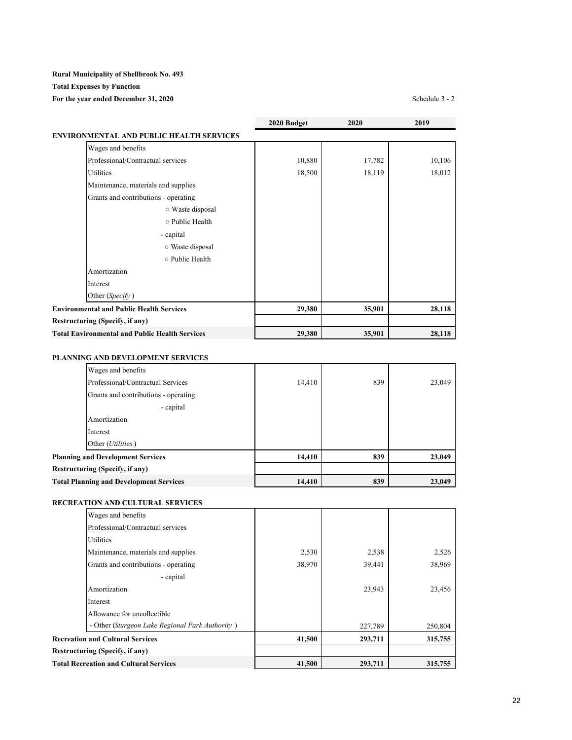**Rural Municipality of Shellbrook No. 493**

**Total Expenses by Function**

**For the year ended December 31, 2020**

Schedule 3 - 2

| | 2020 Budget | 2020 | 2019 |
|---|---|---|---|
| **ENVIRONMENTAL AND PUBLIC HEALTH SERVICES** | | | |
| Wages and benefits | | | |
| Professional/Contractual services | 10,880 | 17,782 | 10,106 |
| Utilities | 18,500 | 18,119 | 18,012 |
| Maintenance, materials and supplies | | | |
| Grants and contributions - operating | | | |
| ○ Waste disposal | | | |
| ○ Public Health | | | |
| - capital | | | |
| ○ Waste disposal | | | |
| ○ Public Health | | | |
| Amortization | | | |
| Interest | | | |
| Other (*Specify* ) | | | |
| **Environmental and Public Health Services** | **29,380** | **35,901** | **28,118** |
| **Restructuring (Specify, if any)** | | | |
| **Total Environmental and Public Health Services** | **29,380** | **35,901** | **28,118** |

| | 2020 Budget | 2020 | 2019 |
|---|---|---|---|
| **PLANNING AND DEVELOPMENT SERVICES** | | | |
| Wages and benefits | | | |
| Professional/Contractual Services | 14,410 | 839 | 23,049 |
| Grants and contributions - operating | | | |
| - capital | | | |
| Amortization | | | |
| Interest | | | |
| Other (*Utilities* ) | | | |
| **Planning and Development Services** | **14,410** | **839** | **23,049** |
| **Restructuring (Specify, if any)** | | | |
| **Total Planning and Development Services** | **14,410** | **839** | **23,049** |

| | 2020 Budget | 2020 | 2019 |
|---|---|---|---|
| **RECREATION AND CULTURAL SERVICES** | | | |
| Wages and benefits | | | |
| Professional/Contractual services | | | |
| Utilities | | | |
| Maintenance, materials and supplies | 2,530 | 2,538 | 2,526 |
| Grants and contributions - operating | 38,970 | 39,441 | 38,969 |
| - capital | | | |
| Amortization | | 23,943 | 23,456 |
| Interest | | | |
| Allowance for uncollectible | | | |
| - Other (*Sturgeon Lake Regional Park Authority* ) | | 227,789 | 250,804 |
| **Recreation and Cultural Services** | **41,500** | **293,711** | **315,755** |
| **Restructuring (Specify, if any)** | | | |
| **Total Recreation and Cultural Services** | **41,500** | **293,711** | **315,755** |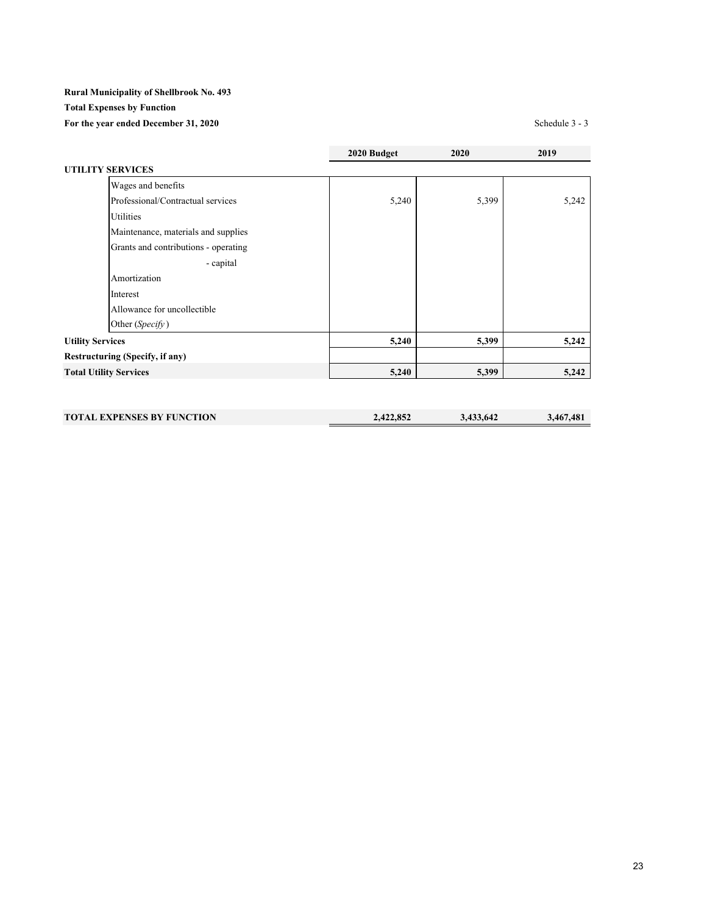**Rural Municipality of Shellbrook No. 493**

**Total Expenses by Function**

**For the year ended December 31, 2020**

Schedule 3 - 3

| | 2020 Budget | 2020 | 2019 |
|---|---|---|---|
| **UTILITY SERVICES** | | | |
| Wages and benefits | | | |
| Professional/Contractual services | 5,240 | 5,399 | 5,242 |
| Utilities | | | |
| Maintenance, materials and supplies | | | |
| Grants and contributions - operating | | | |
| - capital | | | |
| Amortization | | | |
| Interest | | | |
| Allowance for uncollectible | | | |
| Other (*Specify*) | | | |
| **Utility Services** | **5,240** | **5,399** | **5,242** |
| **Restructuring (Specify, if any)** | | | |
| **Total Utility Services** | **5,240** | **5,399** | **5,242** |
| | | | |
| **TOTAL EXPENSES BY FUNCTION** | **2,422,852** | **3,433,642** | **3,467,481** |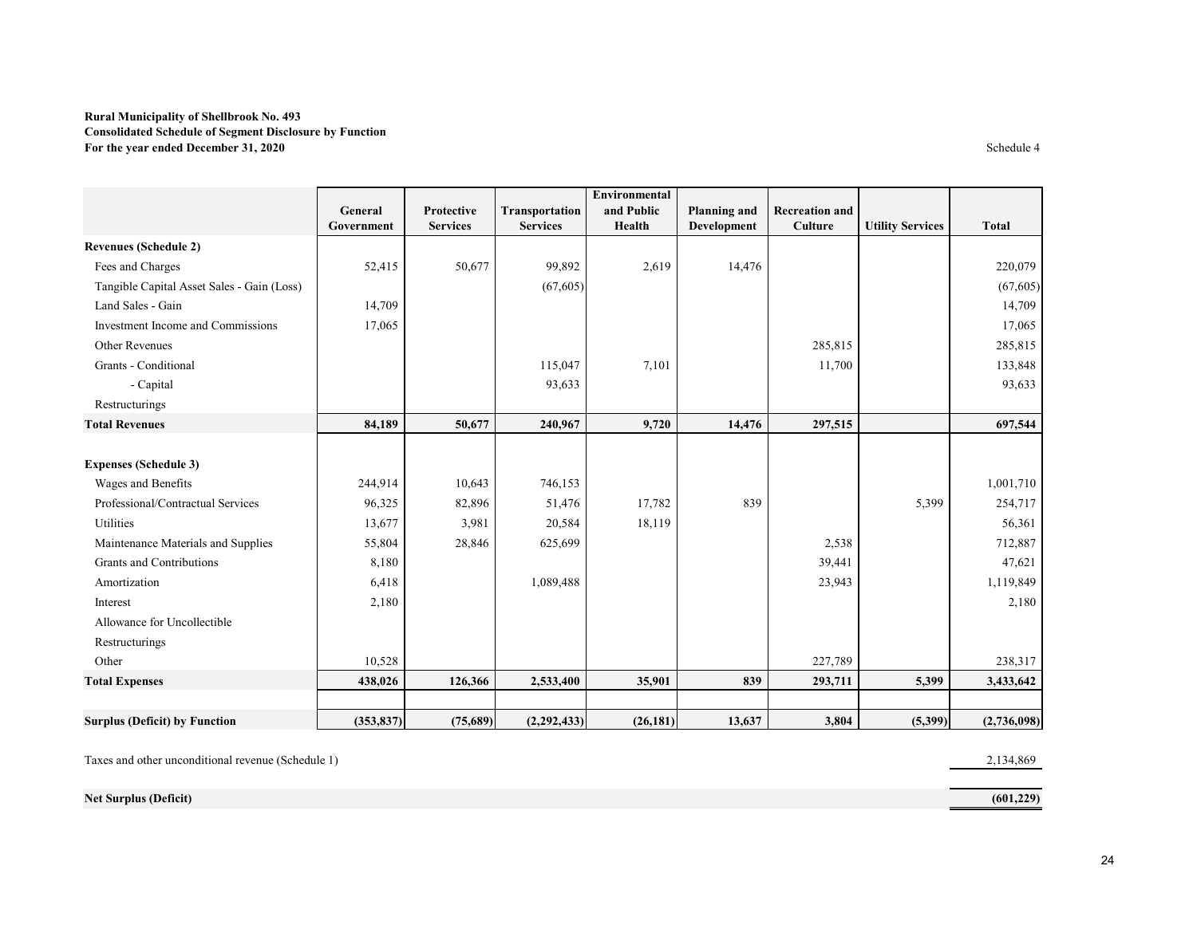**Rural Municipality of Shellbrook No. 493**
**Consolidated Schedule of Segment Disclosure by Function**
**For the year ended December 31, 2020**

Schedule 4

| | General Government | Protective Services | Transportation Services | Environmental and Public Health | Planning and Development | Recreation and Culture | Utility Services | Total |
|---|---|---|---|---|---|---|---|---|
| **Revenues (Schedule 2)** | | | | | | | | |
| Fees and Charges | 52,415 | 50,677 | 99,892 | 2,619 | 14,476 | | | 220,079 |
| Tangible Capital Asset Sales - Gain (Loss) | | | (67,605) | | | | | (67,605) |
| Land Sales - Gain | 14,709 | | | | | | | 14,709 |
| Investment Income and Commissions | 17,065 | | | | | | | 17,065 |
| Other Revenues | | | | | | 285,815 | | 285,815 |
| Grants - Conditional | | | 115,047 | 7,101 | | 11,700 | | 133,848 |
| - Capital | | | 93,633 | | | | | 93,633 |
| Restructurings | | | | | | | | |
| **Total Revenues** | **84,189** | **50,677** | **240,967** | **9,720** | **14,476** | **297,515** | | **697,544** |
| | | | | | | | | |
| **Expenses (Schedule 3)** | | | | | | | | |
| Wages and Benefits | 244,914 | 10,643 | 746,153 | | | | | 1,001,710 |
| Professional/Contractual Services | 96,325 | 82,896 | 51,476 | 17,782 | 839 | | 5,399 | 254,717 |
| Utilities | 13,677 | 3,981 | 20,584 | 18,119 | | | | 56,361 |
| Maintenance Materials and Supplies | 55,804 | 28,846 | 625,699 | | | 2,538 | | 712,887 |
| Grants and Contributions | 8,180 | | | | | 39,441 | | 47,621 |
| Amortization | 6,418 | | 1,089,488 | | | 23,943 | | 1,119,849 |
| Interest | 2,180 | | | | | | | 2,180 |
| Allowance for Uncollectible | | | | | | | | |
| Restructurings | | | | | | | | |
| Other | 10,528 | | | | | 227,789 | | 238,317 |
| **Total Expenses** | **438,026** | **126,366** | **2,533,400** | **35,901** | **839** | **293,711** | **5,399** | **3,433,642** |
| | | | | | | | | |
| **Surplus (Deficit) by Function** | **(353,837)** | **(75,689)** | **(2,292,433)** | **(26,181)** | **13,637** | **3,804** | **(5,399)** | **(2,736,098)** |
| | | | | | | | | |
| Taxes and other unconditional revenue (Schedule 1) | | | | | | | | 2,134,869 |
| | | | | | | | | |
| **Net Surplus (Deficit)** | | | | | | | | **(601,229)** |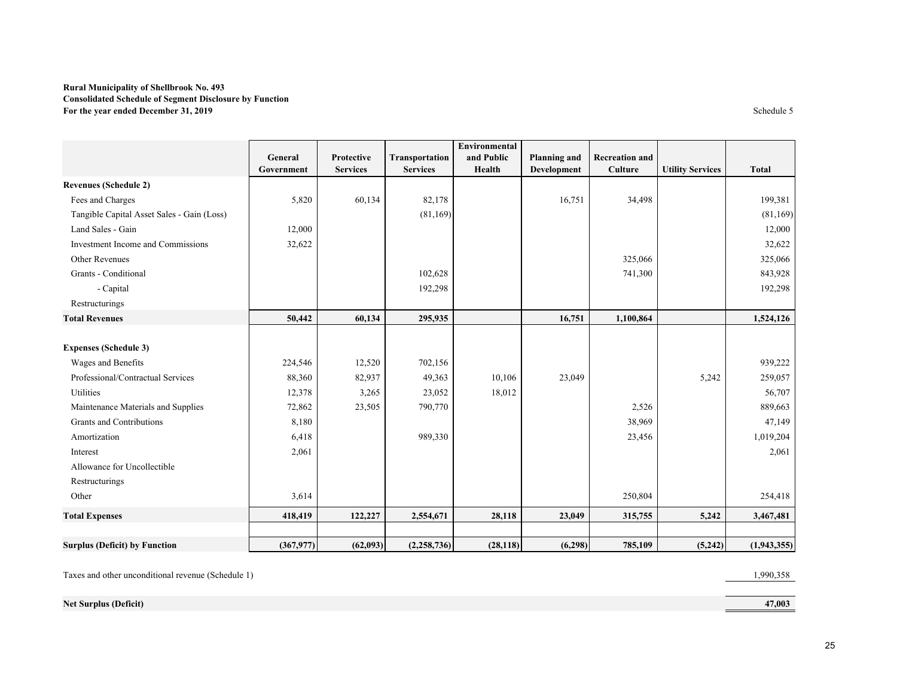**Rural Municipality of Shellbrook No. 493**
**Consolidated Schedule of Segment Disclosure by Function**
**For the year ended December 31, 2019**

Schedule 5

| | General Government | Protective Services | Transportation Services | Environmental and Public Health | Planning and Development | Recreation and Culture | Utility Services | Total |
|---|---|---|---|---|---|---|---|---|
| **Revenues (Schedule 2)** | | | | | | | | |
| Fees and Charges | 5,820 | 60,134 | 82,178 | | 16,751 | 34,498 | | 199,381 |
| Tangible Capital Asset Sales - Gain (Loss) | | | (81,169) | | | | | (81,169) |
| Land Sales - Gain | 12,000 | | | | | | | 12,000 |
| Investment Income and Commissions | 32,622 | | | | | | | 32,622 |
| Other Revenues | | | | | | 325,066 | | 325,066 |
| Grants - Conditional | | | 102,628 | | | 741,300 | | 843,928 |
| - Capital | | | 192,298 | | | | | 192,298 |
| Restructurings | | | | | | | | |
| **Total Revenues** | **50,442** | **60,134** | **295,935** | | **16,751** | **1,100,864** | | **1,524,126** |
| | | | | | | | | |
| **Expenses (Schedule 3)** | | | | | | | | |
| Wages and Benefits | 224,546 | 12,520 | 702,156 | | | | | 939,222 |
| Professional/Contractual Services | 88,360 | 82,937 | 49,363 | 10,106 | 23,049 | | 5,242 | 259,057 |
| Utilities | 12,378 | 3,265 | 23,052 | 18,012 | | | | 56,707 |
| Maintenance Materials and Supplies | 72,862 | 23,505 | 790,770 | | | 2,526 | | 889,663 |
| Grants and Contributions | 8,180 | | | | | 38,969 | | 47,149 |
| Amortization | 6,418 | | 989,330 | | | 23,456 | | 1,019,204 |
| Interest | 2,061 | | | | | | | 2,061 |
| Allowance for Uncollectible | | | | | | | | |
| Restructurings | | | | | | | | |
| Other | 3,614 | | | | | 250,804 | | 254,418 |
| **Total Expenses** | **418,419** | **122,227** | **2,554,671** | **28,118** | **23,049** | **315,755** | **5,242** | **3,467,481** |
| | | | | | | | | |
| **Surplus (Deficit) by Function** | **(367,977)** | **(62,093)** | **(2,258,736)** | **(28,118)** | **(6,298)** | **785,109** | **(5,242)** | **(1,943,355)** |
| | | | | | | | | |
| Taxes and other unconditional revenue (Schedule 1) | | | | | | | | 1,990,358 |
| | | | | | | | | |
| **Net Surplus (Deficit)** | | | | | | | | **47,003** |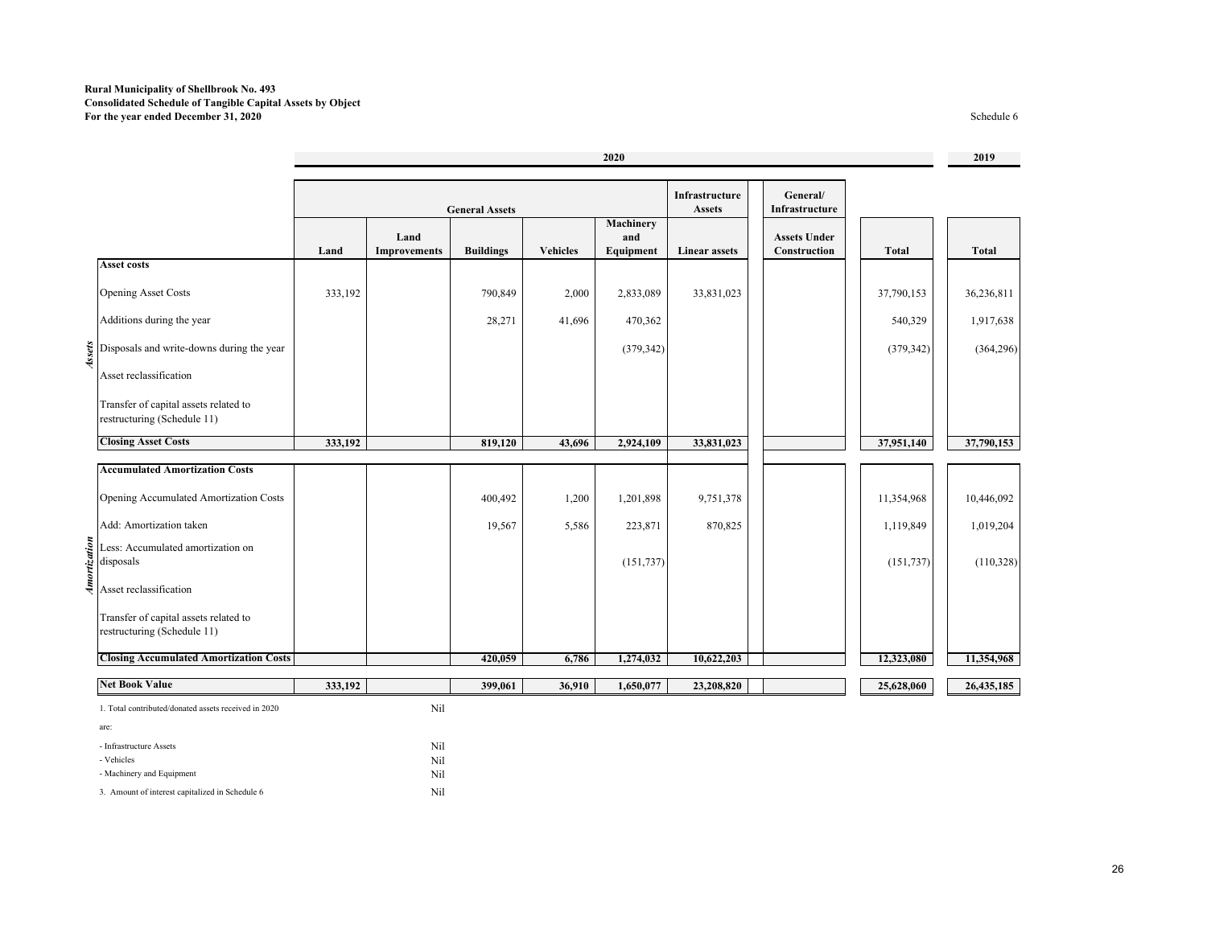**Rural Municipality of Shellbrook No. 493**
**Consolidated Schedule of Tangible Capital Assets by Object**
**For the year ended December 31, 2020**

Schedule 6

| | | 2020 | | | | | | | 2019 |
|---|---|---|---|---|---|---|---|---|---|
| | General Assets | | | | | Infrastructure Assets | General/ Infrastructure | | |
| | Land | Land Improvements | Buildings | Vehicles | Machinery and Equipment | Linear assets | Assets Under Construction | Total | Total |
| ***Assets*** | | | | | | | | | |
| **Asset costs** | | | | | | | | | |
| Opening Asset Costs | 333,192 | | 790,849 | 2,000 | 2,833,089 | 33,831,023 | | 37,790,153 | 36,236,811 |
| Additions during the year | | | 28,271 | 41,696 | 470,362 | | | 540,329 | 1,917,638 |
| Disposals and write-downs during the year | | | | | (379,342) | | | (379,342) | (364,296) |
| Asset reclassification | | | | | | | | | |
| Transfer of capital assets related to restructuring (Schedule 11) | | | | | | | | | |
| **Closing Asset Costs** | **333,192** | | **819,120** | **43,696** | **2,924,109** | **33,831,023** | | **37,951,140** | **37,790,153** |
| ***Amortization*** | | | | | | | | | |
| **Accumulated Amortization Costs** | | | | | | | | | |
| Opening Accumulated Amortization Costs | | | 400,492 | 1,200 | 1,201,898 | 9,751,378 | | 11,354,968 | 10,446,092 |
| Add: Amortization taken | | | 19,567 | 5,586 | 223,871 | 870,825 | | 1,119,849 | 1,019,204 |
| Less: Accumulated amortization on disposals | | | | | (151,737) | | | (151,737) | (110,328) |
| Asset reclassification | | | | | | | | | |
| Transfer of capital assets related to restructuring (Schedule 11) | | | | | | | | | |
| **Closing Accumulated Amortization Costs** | | | **420,059** | **6,786** | **1,274,032** | **10,622,203** | | **12,323,080** | **11,354,968** |
| **Net Book Value** | **333,192** | | **399,061** | **36,910** | **1,650,077** | **23,208,820** | | **25,628,060** | **26,435,185** |

1. Total contributed/donated assets received in 2020 are: Nil

- Infrastructure Assets Nil
- Vehicles Nil
- Machinery and Equipment Nil

3. Amount of interest capitalized in Schedule 6 Nil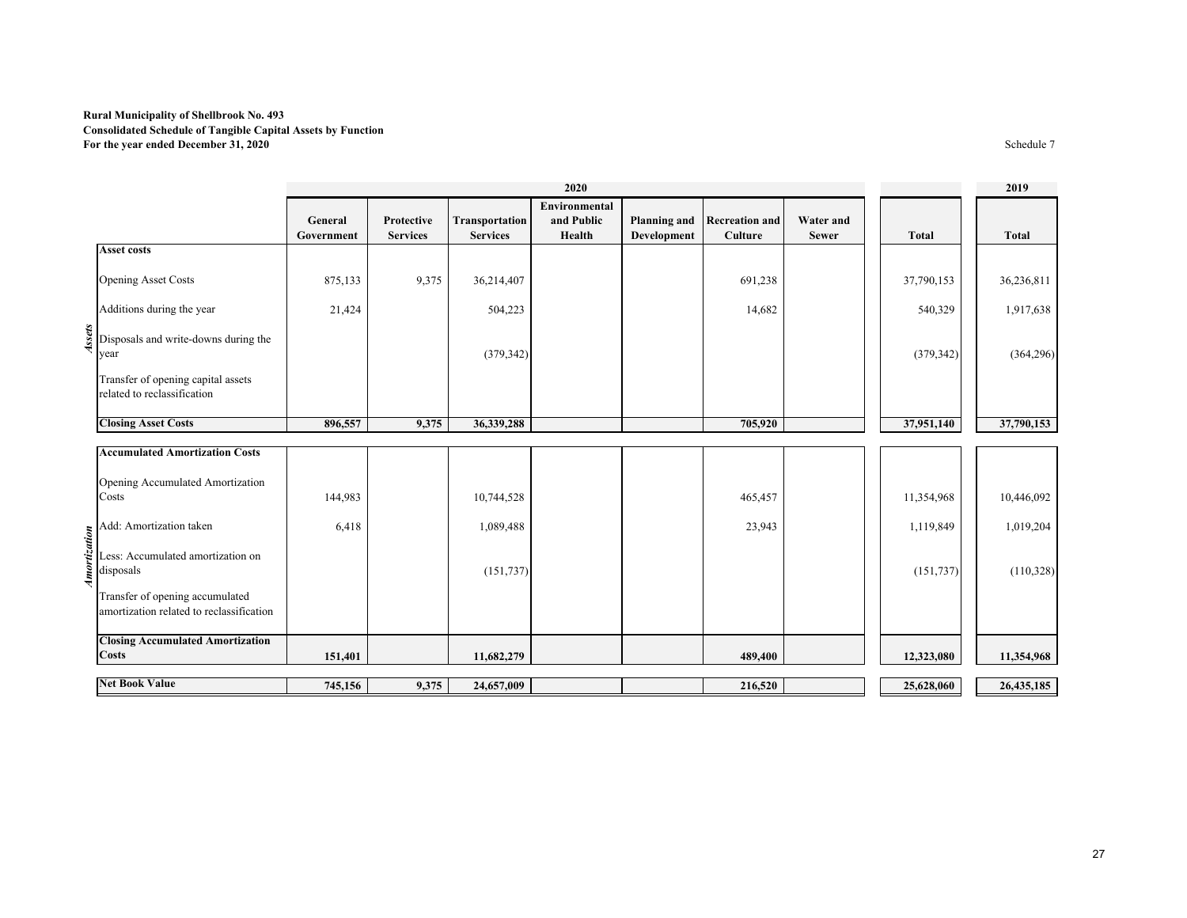**Rural Municipality of Shellbrook No. 493**
**Consolidated Schedule of Tangible Capital Assets by Function**
**For the year ended December 31, 2020**

Schedule 7

| | | 2020 | | | | | | | 2019 |
|---|---|---|---|---|---|---|---|---|---|
| | | General Government | Protective Services | Transportation Services | Environmental and Public Health | Planning and Development | Recreation and Culture | Water and Sewer | Total | Total |
| *Assets* | **Asset costs** | | | | | | | | | |
| | Opening Asset Costs | 875,133 | 9,375 | 36,214,407 | | | 691,238 | | 37,790,153 | 36,236,811 |
| | Additions during the year | 21,424 | | 504,223 | | | 14,682 | | 540,329 | 1,917,638 |
| | Disposals and write-downs during the year | | | (379,342) | | | | | (379,342) | (364,296) |
| | Transfer of opening capital assets related to reclassification | | | | | | | | | |
| | **Closing Asset Costs** | **896,557** | **9,375** | **36,339,288** | | | **705,920** | | **37,951,140** | **37,790,153** |
| *Amortization* | **Accumulated Amortization Costs** | | | | | | | | | |
| | Opening Accumulated Amortization Costs | 144,983 | | 10,744,528 | | | 465,457 | | 11,354,968 | 10,446,092 |
| | Add: Amortization taken | 6,418 | | 1,089,488 | | | 23,943 | | 1,119,849 | 1,019,204 |
| | Less: Accumulated amortization on disposals | | | (151,737) | | | | | (151,737) | (110,328) |
| | Transfer of opening accumulated amortization related to reclassification | | | | | | | | | |
| | **Closing Accumulated Amortization Costs** | **151,401** | | **11,682,279** | | | **489,400** | | **12,323,080** | **11,354,968** |
| | **Net Book Value** | **745,156** | **9,375** | **24,657,009** | | | **216,520** | | **25,628,060** | **26,435,185** |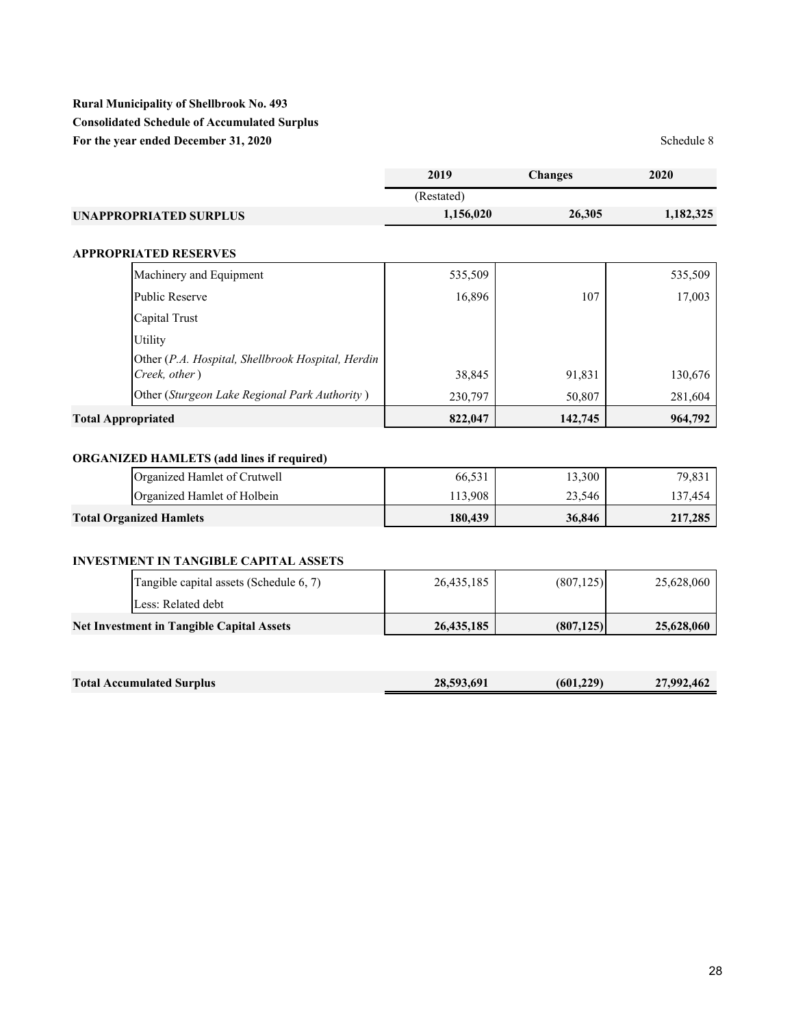**Rural Municipality of Shellbrook No. 493**
**Consolidated Schedule of Accumulated Surplus**
**For the year ended December 31, 2020**

Schedule 8

| | 2019 | Changes | 2020 |
|---|---|---|---|
| | (Restated) | | |
| **UNAPPROPRIATED SURPLUS** | **1,156,020** | **26,305** | **1,182,325** |
| | | | |
| **APPROPRIATED RESERVES** | | | |
| Machinery and Equipment | 535,509 | | 535,509 |
| Public Reserve | 16,896 | 107 | 17,003 |
| Capital Trust | | | |
| Utility | | | |
| Other (*P.A. Hospital, Shellbrook Hospital, Herdin Creek, other*) | 38,845 | 91,831 | 130,676 |
| Other (*Sturgeon Lake Regional Park Authority*) | 230,797 | 50,807 | 281,604 |
| **Total Appropriated** | **822,047** | **142,745** | **964,792** |
| | | | |
| **ORGANIZED HAMLETS (add lines if required)** | | | |
| Organized Hamlet of Crutwell | 66,531 | 13,300 | 79,831 |
| Organized Hamlet of Holbein | 113,908 | 23,546 | 137,454 |
| **Total Organized Hamlets** | **180,439** | **36,846** | **217,285** |
| | | | |
| **INVESTMENT IN TANGIBLE CAPITAL ASSETS** | | | |
| Tangible capital assets (Schedule 6, 7) | 26,435,185 | (807,125) | 25,628,060 |
| Less: Related debt | | | |
| **Net Investment in Tangible Capital Assets** | **26,435,185** | **(807,125)** | **25,628,060** |
| | | | |
| **Total Accumulated Surplus** | **28,593,691** | **(601,229)** | **27,992,462** |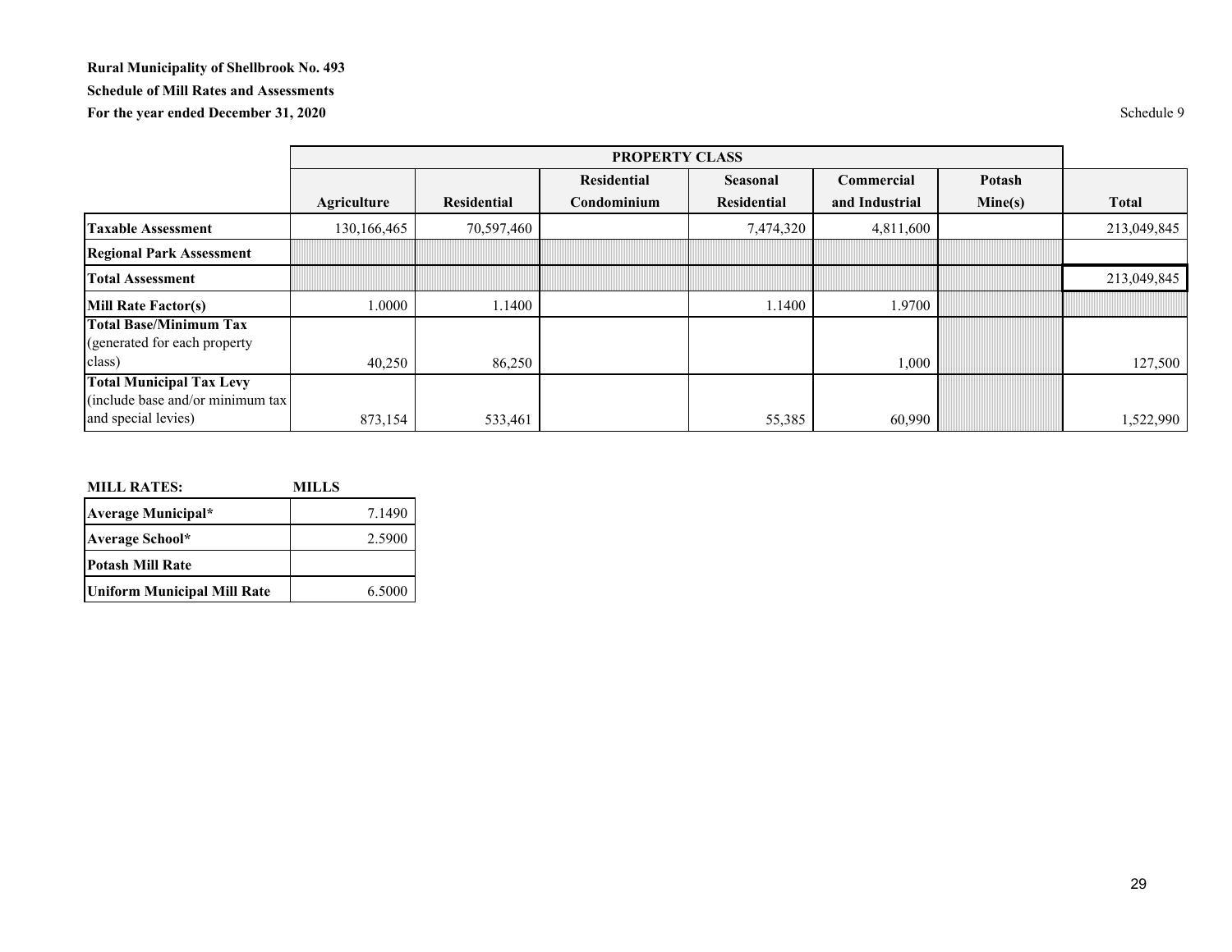**Rural Municipality of Shellbrook No. 493**

**Schedule of Mill Rates and Assessments**

**For the year ended December 31, 2020**

Schedule 9

| | PROPERTY CLASS | | | | | | |
|---|---|---|---|---|---|---|---|
| | **Agriculture** | **Residential** | **Residential Condominium** | **Seasonal Residential** | **Commercial and Industrial** | **Potash Mine(s)** | **Total** |
| **Taxable Assessment** | 130,166,465 | 70,597,460 | | 7,474,320 | 4,811,600 | | 213,049,845 |
| **Regional Park Assessment** | | | | | | | |
| **Total Assessment** | | | | | | | 213,049,845 |
| **Mill Rate Factor(s)** | 1.0000 | 1.1400 | | 1.1400 | 1.9700 | | |
| **Total Base/Minimum Tax** (generated for each property class) | 40,250 | 86,250 | | | 1,000 | | 127,500 |
| **Total Municipal Tax Levy** (include base and/or minimum tax and special levies) | 873,154 | 533,461 | | 55,385 | 60,990 | | 1,522,990 |

| **MILL RATES:** | **MILLS** |
|---|---|
| **Average Municipal*** | 7.1490 |
| **Average School*** | 2.5900 |
| **Potash Mill Rate** | |
| **Uniform Municipal Mill Rate** | 6.5000 |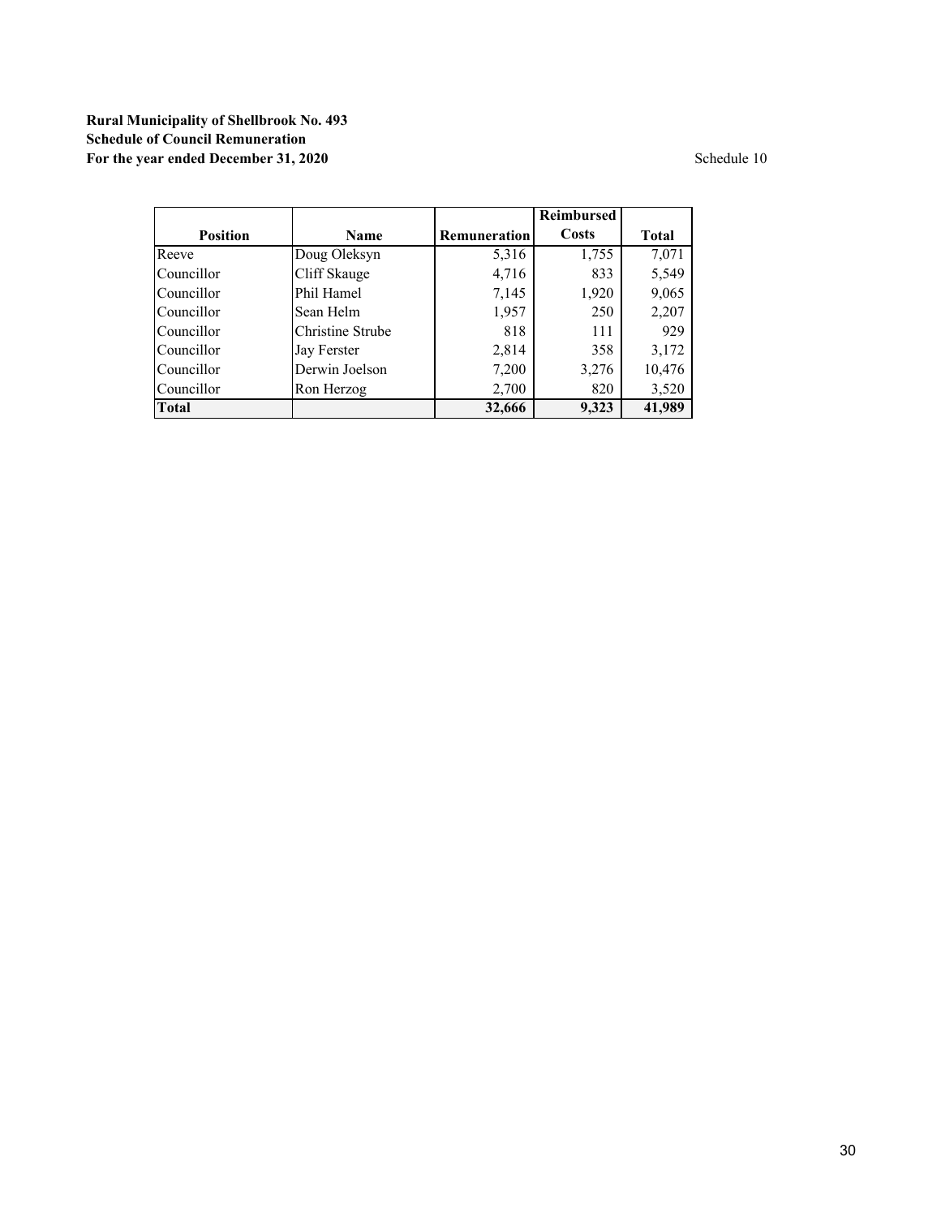**Rural Municipality of Shellbrook No. 493**
**Schedule of Council Remuneration**
**For the year ended December 31, 2020**

Schedule 10

| Position | Name | Remuneration | Reimbursed Costs | Total |
|---|---|---|---|---|
| Reeve | Doug Oleksyn | 5,316 | 1,755 | 7,071 |
| Councillor | Cliff Skauge | 4,716 | 833 | 5,549 |
| Councillor | Phil Hamel | 7,145 | 1,920 | 9,065 |
| Councillor | Sean Helm | 1,957 | 250 | 2,207 |
| Councillor | Christine Strube | 818 | 111 | 929 |
| Councillor | Jay Ferster | 2,814 | 358 | 3,172 |
| Councillor | Derwin Joelson | 7,200 | 3,276 | 10,476 |
| Councillor | Ron Herzog | 2,700 | 820 | 3,520 |
| **Total** | | **32,666** | **9,323** | **41,989** |